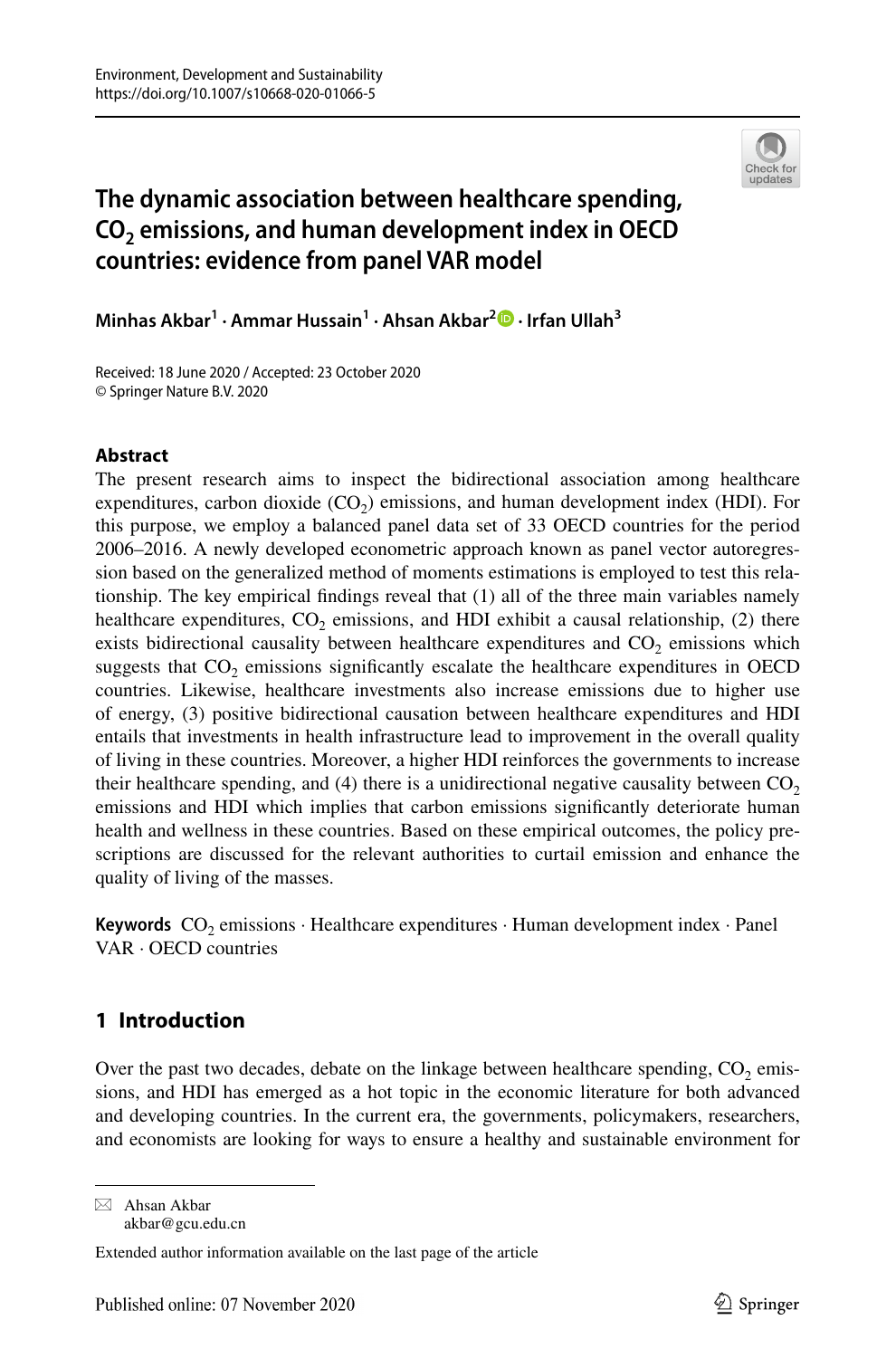# The dynamic association between healthcare spending, $CO_2$ emissions, and human development index in OECD countries: evidence from panel VAR model

**Minhas Akbar[1] · Ammar Hussain[1] · Ahsan Akbar[2] · Irfan Ullah[3]**

Received: 18 June 2020 / Accepted: 23 October 2020
© Springer Nature B.V. 2020

## Abstract

The present research aims to inspect the bidirectional association among healthcare expenditures, carbon dioxide ($CO_2$) emissions, and human development index (HDI). For this purpose, we employ a balanced panel data set of 33 OECD countries for the period 2006–2016. A newly developed econometric approach known as panel vector autoregression based on the generalized method of moments estimations is employed to test this relationship. The key empirical findings reveal that (1) all of the three main variables namely healthcare expenditures, $CO_2$ emissions, and HDI exhibit a causal relationship, (2) there exists bidirectional causality between healthcare expenditures and $CO_2$ emissions which suggests that $CO_2$ emissions significantly escalate the healthcare expenditures in OECD countries. Likewise, healthcare investments also increase emissions due to higher use of energy, (3) positive bidirectional causation between healthcare expenditures and HDI entails that investments in health infrastructure lead to improvement in the overall quality of living in these countries. Moreover, a higher HDI reinforces the governments to increase their healthcare spending, and (4) there is a unidirectional negative causality between $CO_2$ emissions and HDI which implies that carbon emissions significantly deteriorate human health and wellness in these countries. Based on these empirical outcomes, the policy prescriptions are discussed for the relevant authorities to curtail emission and enhance the quality of living of the masses.

**Keywords** $CO_2$ emissions · Healthcare expenditures · Human development index · Panel VAR · OECD countries

## 1 Introduction

Over the past two decades, debate on the linkage between healthcare spending, $CO_2$ emissions, and HDI has emerged as a hot topic in the economic literature for both advanced and developing countries. In the current era, the governments, policymakers, researchers, and economists are looking for ways to ensure a healthy and sustainable environment for

---

✉ Ahsan Akbar
akbar@gcu.edu.cn

Extended author information available on the last page of the article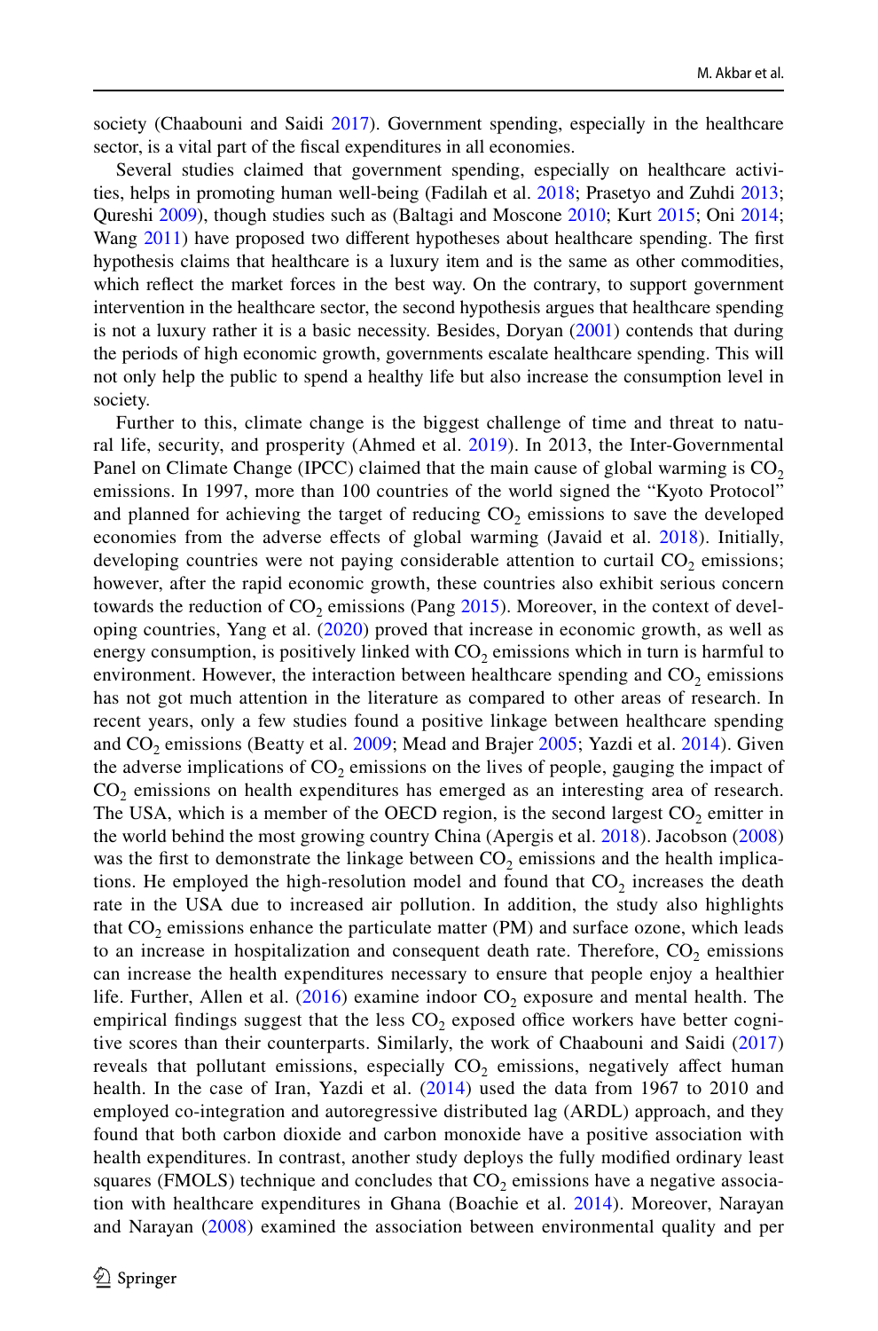society (Chaabouni and Saidi 2017). Government spending, especially in the healthcare sector, is a vital part of the fiscal expenditures in all economies.

Several studies claimed that government spending, especially on healthcare activities, helps in promoting human well-being (Fadilah et al. 2018; Prasetyo and Zuhdi 2013; Qureshi 2009), though studies such as (Baltagi and Moscone 2010; Kurt 2015; Oni 2014; Wang 2011) have proposed two different hypotheses about healthcare spending. The first hypothesis claims that healthcare is a luxury item and is the same as other commodities, which reflect the market forces in the best way. On the contrary, to support government intervention in the healthcare sector, the second hypothesis argues that healthcare spending is not a luxury rather it is a basic necessity. Besides, Doryan (2001) contends that during the periods of high economic growth, governments escalate healthcare spending. This will not only help the public to spend a healthy life but also increase the consumption level in society.

Further to this, climate change is the biggest challenge of time and threat to natural life, security, and prosperity (Ahmed et al. 2019). In 2013, the Inter-Governmental Panel on Climate Change (IPCC) claimed that the main cause of global warming is $CO_2$ emissions. In 1997, more than 100 countries of the world signed the "Kyoto Protocol" and planned for achieving the target of reducing $CO_2$ emissions to save the developed economies from the adverse effects of global warming (Javaid et al. 2018). Initially, developing countries were not paying considerable attention to curtail $CO_2$ emissions; however, after the rapid economic growth, these countries also exhibit serious concern towards the reduction of $CO_2$ emissions (Pang 2015). Moreover, in the context of developing countries, Yang et al. (2020) proved that increase in economic growth, as well as energy consumption, is positively linked with $CO_2$ emissions which in turn is harmful to environment. However, the interaction between healthcare spending and $CO_2$ emissions has not got much attention in the literature as compared to other areas of research. In recent years, only a few studies found a positive linkage between healthcare spending and $CO_2$ emissions (Beatty et al. 2009; Mead and Brajer 2005; Yazdi et al. 2014). Given the adverse implications of $CO_2$ emissions on the lives of people, gauging the impact of $CO_2$ emissions on health expenditures has emerged as an interesting area of research. The USA, which is a member of the OECD region, is the second largest $CO_2$ emitter in the world behind the most growing country China (Apergis et al. 2018). Jacobson (2008) was the first to demonstrate the linkage between $CO_2$ emissions and the health implications. He employed the high-resolution model and found that $CO_2$ increases the death rate in the USA due to increased air pollution. In addition, the study also highlights that $CO_2$ emissions enhance the particulate matter (PM) and surface ozone, which leads to an increase in hospitalization and consequent death rate. Therefore, $CO_2$ emissions can increase the health expenditures necessary to ensure that people enjoy a healthier life. Further, Allen et al. (2016) examine indoor $CO_2$ exposure and mental health. The empirical findings suggest that the less $CO_2$ exposed office workers have better cognitive scores than their counterparts. Similarly, the work of Chaabouni and Saidi (2017) reveals that pollutant emissions, especially $CO_2$ emissions, negatively affect human health. In the case of Iran, Yazdi et al. (2014) used the data from 1967 to 2010 and employed co-integration and autoregressive distributed lag (ARDL) approach, and they found that both carbon dioxide and carbon monoxide have a positive association with health expenditures. In contrast, another study deploys the fully modified ordinary least squares (FMOLS) technique and concludes that $CO_2$ emissions have a negative association with healthcare expenditures in Ghana (Boachie et al. 2014). Moreover, Narayan and Narayan (2008) examined the association between environmental quality and per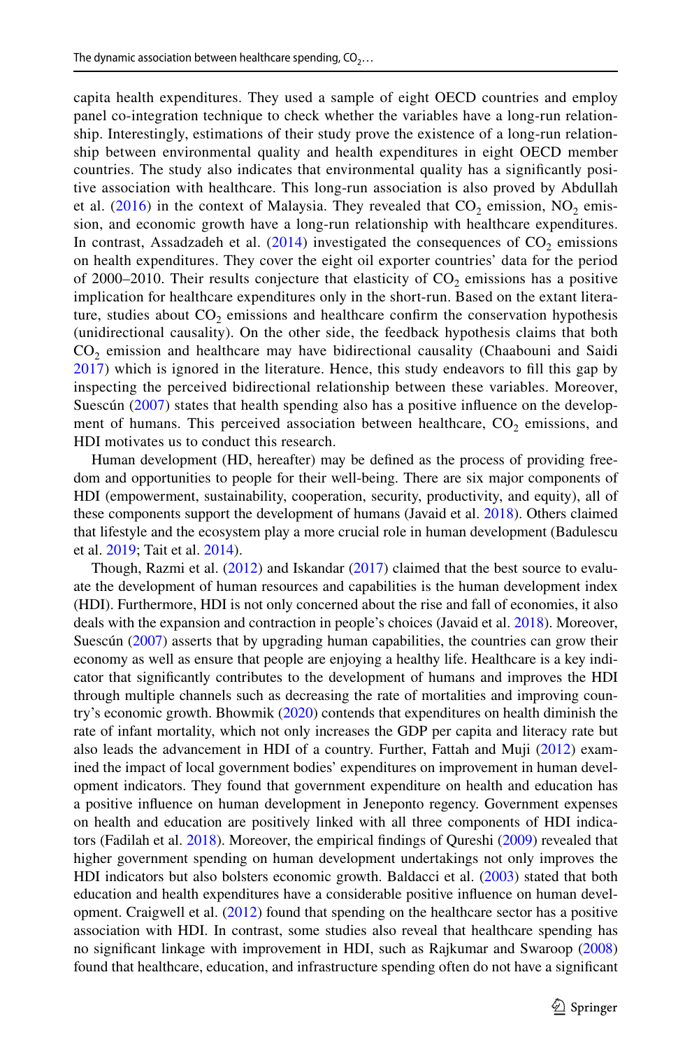capita health expenditures. They used a sample of eight OECD countries and employ panel co-integration technique to check whether the variables have a long-run relationship. Interestingly, estimations of their study prove the existence of a long-run relationship between environmental quality and health expenditures in eight OECD member countries. The study also indicates that environmental quality has a significantly positive association with healthcare. This long-run association is also proved by Abdullah et al. (2016) in the context of Malaysia. They revealed that $CO_2$ emission, $NO_2$ emission, and economic growth have a long-run relationship with healthcare expenditures. In contrast, Assadzadeh et al. (2014) investigated the consequences of $CO_2$ emissions on health expenditures. They cover the eight oil exporter countries' data for the period of 2000–2010. Their results conjecture that elasticity of $CO_2$ emissions has a positive implication for healthcare expenditures only in the short-run. Based on the extant literature, studies about $CO_2$ emissions and healthcare confirm the conservation hypothesis (unidirectional causality). On the other side, the feedback hypothesis claims that both $CO_2$ emission and healthcare may have bidirectional causality (Chaabouni and Saidi 2017) which is ignored in the literature. Hence, this study endeavors to fill this gap by inspecting the perceived bidirectional relationship between these variables. Moreover, Suescún (2007) states that health spending also has a positive influence on the development of humans. This perceived association between healthcare, $CO_2$ emissions, and HDI motivates us to conduct this research.

Human development (HD, hereafter) may be defined as the process of providing freedom and opportunities to people for their well-being. There are six major components of HDI (empowerment, sustainability, cooperation, security, productivity, and equity), all of these components support the development of humans (Javaid et al. 2018). Others claimed that lifestyle and the ecosystem play a more crucial role in human development (Badulescu et al. 2019; Tait et al. 2014).

Though, Razmi et al. (2012) and Iskandar (2017) claimed that the best source to evaluate the development of human resources and capabilities is the human development index (HDI). Furthermore, HDI is not only concerned about the rise and fall of economies, it also deals with the expansion and contraction in people's choices (Javaid et al. 2018). Moreover, Suescún (2007) asserts that by upgrading human capabilities, the countries can grow their economy as well as ensure that people are enjoying a healthy life. Healthcare is a key indicator that significantly contributes to the development of humans and improves the HDI through multiple channels such as decreasing the rate of mortalities and improving country's economic growth. Bhowmik (2020) contends that expenditures on health diminish the rate of infant mortality, which not only increases the GDP per capita and literacy rate but also leads the advancement in HDI of a country. Further, Fattah and Muji (2012) examined the impact of local government bodies' expenditures on improvement in human development indicators. They found that government expenditure on health and education has a positive influence on human development in Jeneponto regency. Government expenses on health and education are positively linked with all three components of HDI indicators (Fadilah et al. 2018). Moreover, the empirical findings of Qureshi (2009) revealed that higher government spending on human development undertakings not only improves the HDI indicators but also bolsters economic growth. Baldacci et al. (2003) stated that both education and health expenditures have a considerable positive influence on human development. Craigwell et al. (2012) found that spending on the healthcare sector has a positive association with HDI. In contrast, some studies also reveal that healthcare spending has no significant linkage with improvement in HDI, such as Rajkumar and Swaroop (2008) found that healthcare, education, and infrastructure spending often do not have a significant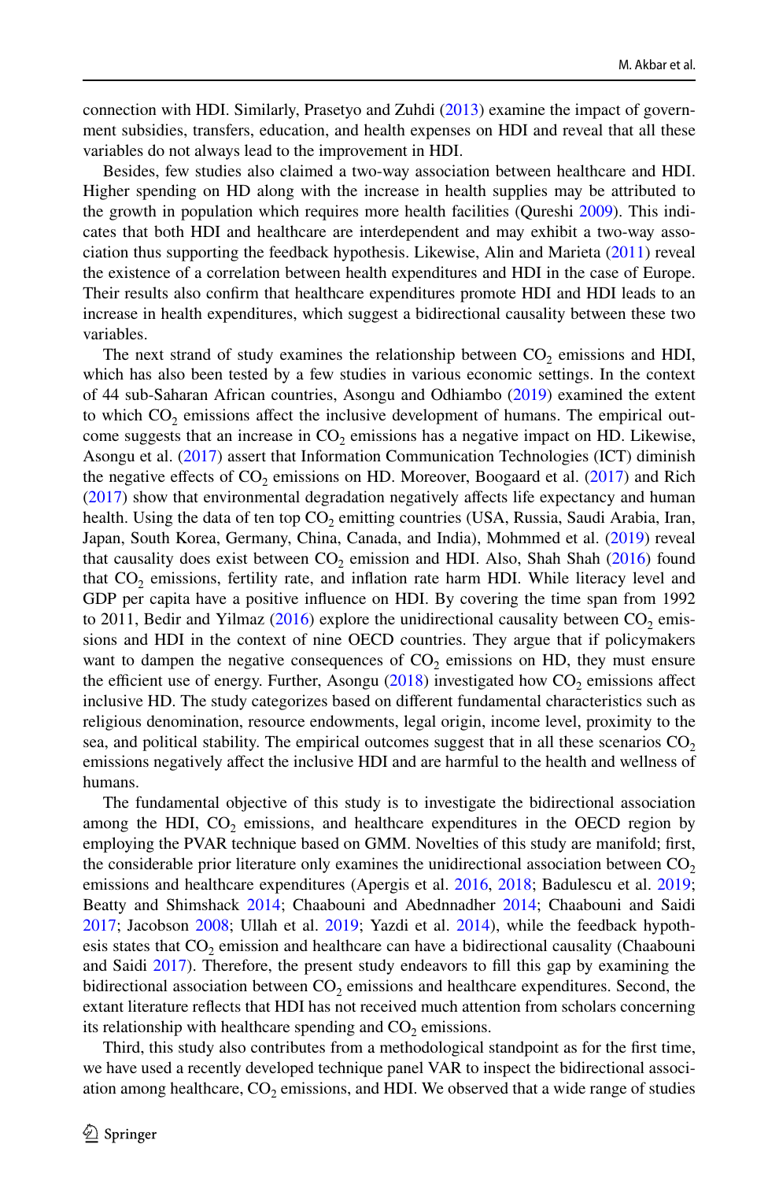connection with HDI. Similarly, Prasetyo and Zuhdi (2013) examine the impact of government subsidies, transfers, education, and health expenses on HDI and reveal that all these variables do not always lead to the improvement in HDI.

Besides, few studies also claimed a two-way association between healthcare and HDI. Higher spending on HD along with the increase in health supplies may be attributed to the growth in population which requires more health facilities (Qureshi 2009). This indicates that both HDI and healthcare are interdependent and may exhibit a two-way association thus supporting the feedback hypothesis. Likewise, Alin and Marieta (2011) reveal the existence of a correlation between health expenditures and HDI in the case of Europe. Their results also confirm that healthcare expenditures promote HDI and HDI leads to an increase in health expenditures, which suggest a bidirectional causality between these two variables.

The next strand of study examines the relationship between $CO_2$ emissions and HDI, which has also been tested by a few studies in various economic settings. In the context of 44 sub-Saharan African countries, Asongu and Odhiambo (2019) examined the extent to which $CO_2$ emissions affect the inclusive development of humans. The empirical outcome suggests that an increase in $CO_2$ emissions has a negative impact on HD. Likewise, Asongu et al. (2017) assert that Information Communication Technologies (ICT) diminish the negative effects of $CO_2$ emissions on HD. Moreover, Boogaard et al. (2017) and Rich (2017) show that environmental degradation negatively affects life expectancy and human health. Using the data of ten top $CO_2$ emitting countries (USA, Russia, Saudi Arabia, Iran, Japan, South Korea, Germany, China, Canada, and India), Mohmmed et al. (2019) reveal that causality does exist between $CO_2$ emission and HDI. Also, Shah Shah (2016) found that $CO_2$ emissions, fertility rate, and inflation rate harm HDI. While literacy level and GDP per capita have a positive influence on HDI. By covering the time span from 1992 to 2011, Bedir and Yilmaz (2016) explore the unidirectional causality between $CO_2$ emissions and HDI in the context of nine OECD countries. They argue that if policymakers want to dampen the negative consequences of $CO_2$ emissions on HD, they must ensure the efficient use of energy. Further, Asongu (2018) investigated how $CO_2$ emissions affect inclusive HD. The study categorizes based on different fundamental characteristics such as religious denomination, resource endowments, legal origin, income level, proximity to the sea, and political stability. The empirical outcomes suggest that in all these scenarios $CO_2$ emissions negatively affect the inclusive HDI and are harmful to the health and wellness of humans.

The fundamental objective of this study is to investigate the bidirectional association among the HDI, $CO_2$ emissions, and healthcare expenditures in the OECD region by employing the PVAR technique based on GMM. Novelties of this study are manifold; first, the considerable prior literature only examines the unidirectional association between $CO_2$ emissions and healthcare expenditures (Apergis et al. 2016, 2018; Badulescu et al. 2019; Beatty and Shimshack 2014; Chaabouni and Abednnadher 2014; Chaabouni and Saidi 2017; Jacobson 2008; Ullah et al. 2019; Yazdi et al. 2014), while the feedback hypothesis states that $CO_2$ emission and healthcare can have a bidirectional causality (Chaabouni and Saidi 2017). Therefore, the present study endeavors to fill this gap by examining the bidirectional association between $CO_2$ emissions and healthcare expenditures. Second, the extant literature reflects that HDI has not received much attention from scholars concerning its relationship with healthcare spending and $CO_2$ emissions.

Third, this study also contributes from a methodological standpoint as for the first time, we have used a recently developed technique panel VAR to inspect the bidirectional association among healthcare, $CO_2$ emissions, and HDI. We observed that a wide range of studies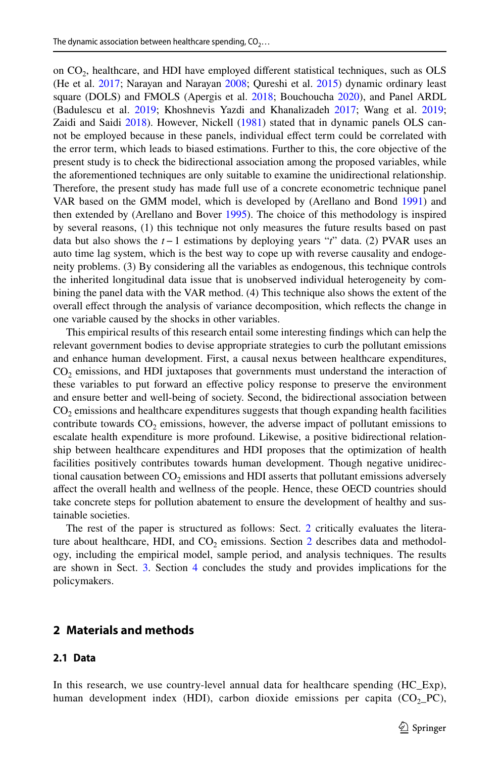on $CO_2$, healthcare, and HDI have employed different statistical techniques, such as OLS (He et al. 2017; Narayan and Narayan 2008; Qureshi et al. 2015) dynamic ordinary least square (DOLS) and FMOLS (Apergis et al. 2018; Bouchoucha 2020), and Panel ARDL (Badulescu et al. 2019; Khoshnevis Yazdi and Khanalizadeh 2017; Wang et al. 2019; Zaidi and Saidi 2018). However, Nickell (1981) stated that in dynamic panels OLS cannot be employed because in these panels, individual effect term could be correlated with the error term, which leads to biased estimations. Further to this, the core objective of the present study is to check the bidirectional association among the proposed variables, while the aforementioned techniques are only suitable to examine the unidirectional relationship. Therefore, the present study has made full use of a concrete econometric technique panel VAR based on the GMM model, which is developed by (Arellano and Bond 1991) and then extended by (Arellano and Bover 1995). The choice of this methodology is inspired by several reasons, (1) this technique not only measures the future results based on past data but also shows the $t-1$ estimations by deploying years "$t$" data. (2) PVAR uses an auto time lag system, which is the best way to cope up with reverse causality and endogeneity problems. (3) By considering all the variables as endogenous, this technique controls the inherited longitudinal data issue that is unobserved individual heterogeneity by combining the panel data with the VAR method. (4) This technique also shows the extent of the overall effect through the analysis of variance decomposition, which reflects the change in one variable caused by the shocks in other variables.

This empirical results of this research entail some interesting findings which can help the relevant government bodies to devise appropriate strategies to curb the pollutant emissions and enhance human development. First, a causal nexus between healthcare expenditures, $CO_2$ emissions, and HDI juxtaposes that governments must understand the interaction of these variables to put forward an effective policy response to preserve the environment and ensure better and well-being of society. Second, the bidirectional association between $CO_2$ emissions and healthcare expenditures suggests that though expanding health facilities contribute towards $CO_2$ emissions, however, the adverse impact of pollutant emissions to escalate health expenditure is more profound. Likewise, a positive bidirectional relationship between healthcare expenditures and HDI proposes that the optimization of health facilities positively contributes towards human development. Though negative unidirectional causation between $CO_2$ emissions and HDI asserts that pollutant emissions adversely affect the overall health and wellness of the people. Hence, these OECD countries should take concrete steps for pollution abatement to ensure the development of healthy and sustainable societies.

The rest of the paper is structured as follows: Sect. 2 critically evaluates the literature about healthcare, HDI, and $CO_2$ emissions. Section 2 describes data and methodology, including the empirical model, sample period, and analysis techniques. The results are shown in Sect. 3. Section 4 concludes the study and provides implications for the policymakers.

## 2 Materials and methods

### 2.1 Data

In this research, we use country-level annual data for healthcare spending (HC_Exp), human development index (HDI), carbon dioxide emissions per capita ($CO_2$_PC),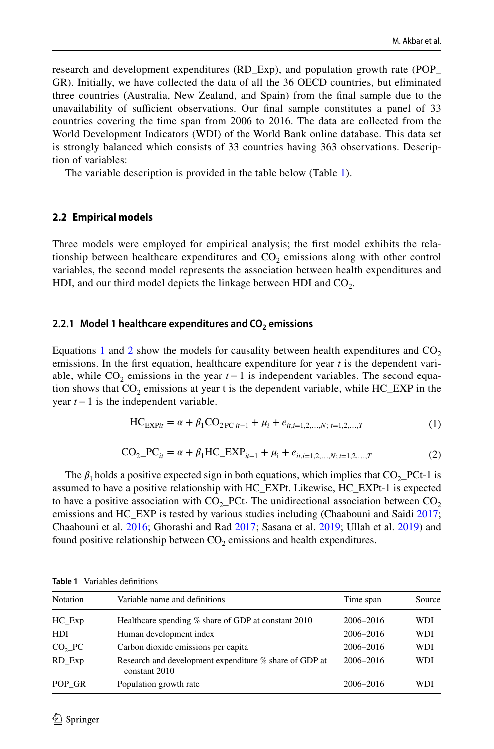research and development expenditures (RD_Exp), and population growth rate (POP_GR). Initially, we have collected the data of all the 36 OECD countries, but eliminated three countries (Australia, New Zealand, and Spain) from the final sample due to the unavailability of sufficient observations. Our final sample constitutes a panel of 33 countries covering the time span from 2006 to 2016. The data are collected from the World Development Indicators (WDI) of the World Bank online database. This data set is strongly balanced which consists of 33 countries having 363 observations. Description of variables:

The variable description is provided in the table below (Table 1).

### 2.2 Empirical models

Three models were employed for empirical analysis; the first model exhibits the relationship between healthcare expenditures and $CO_2$ emissions along with other control variables, the second model represents the association between health expenditures and HDI, and our third model depicts the linkage between HDI and $CO_2$.

#### 2.2.1 Model 1 healthcare expenditures and $CO_2$ emissions

Equations 1 and 2 show the models for causality between health expenditures and $CO_2$ emissions. In the first equation, healthcare expenditure for year $t$ is the dependent variable, while $CO_2$ emissions in the year $t-1$ is independent variables. The second equation shows that $CO_2$ emissions at year t is the dependent variable, while HC_EXP in the year $t-1$ is the independent variable.

$$\mathrm{HC}_{\mathrm{EXP}it} = \alpha + \beta_1 \mathrm{CO}_{2\,\mathrm{PC}\;it-1} + \mu_i + e_{it,i=1,2,\ldots,N;\; t=1,2,\ldots,T} \tag{1}$$

$$\mathrm{CO_2\_PC}_{it} = \alpha + \beta_1 \mathrm{HC\_EXP}_{it-1} + \mu_{\mathrm{i}} + e_{it,i=1,2,\ldots,N;\, t=1,2,\ldots,T} \tag{2}$$

The $\beta_1$ holds a positive expected sign in both equations, which implies that $CO_2$_PCt-1 is assumed to have a positive relationship with HC_EXPt. Likewise, HC_EXPt-1 is expected to have a positive association with $CO_2$_PCt. The unidirectional association between $CO_2$ emissions and HC_EXP is tested by various studies including (Chaabouni and Saidi 2017; Chaabouni et al. 2016; Ghorashi and Rad 2017; Sasana et al. 2019; Ullah et al. 2019) and found positive relationship between $CO_2$ emissions and health expenditures.

**Table 1** Variables definitions

| Notation | Variable name and definitions | Time span | Source |
|---|---|---|---|
| HC_Exp | Healthcare spending % share of GDP at constant 2010 | 2006–2016 | WDI |
| HDI | Human development index | 2006–2016 | WDI |
| $CO_2$_PC | Carbon dioxide emissions per capita | 2006–2016 | WDI |
| RD_Exp | Research and development expenditure % share of GDP at constant 2010 | 2006–2016 | WDI |
| POP_GR | Population growth rate | 2006–2016 | WDI |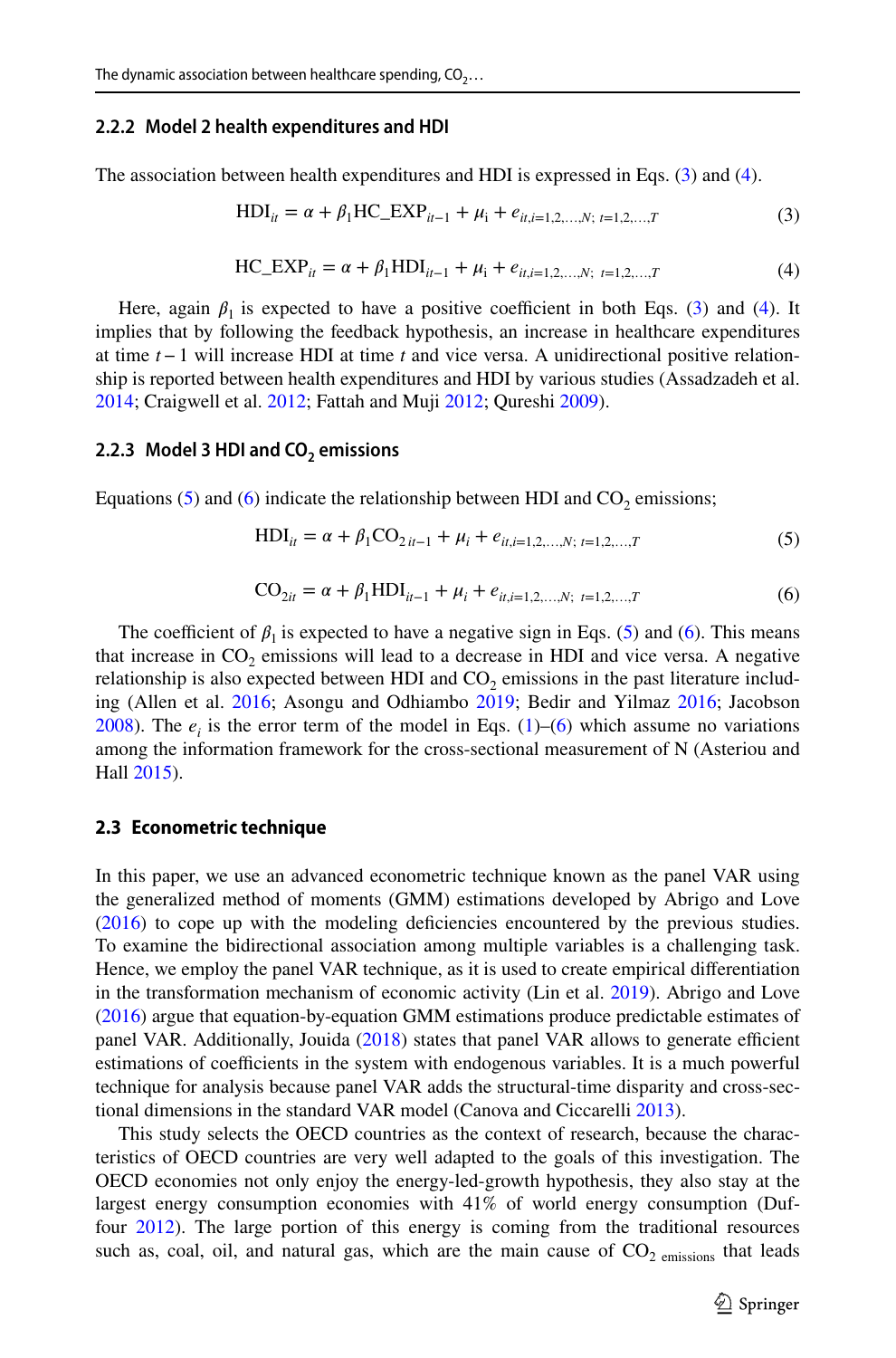#### 2.2.2 Model 2 health expenditures and HDI

The association between health expenditures and HDI is expressed in Eqs. (3) and (4).

$$\text{HDI}_{it} = \alpha + \beta_1 \text{HC\_EXP}_{it-1} + \mu_i + e_{it, i=1,2,\ldots,N;\ t=1,2,\ldots,T} \tag{3}$$

$$\text{HC\_EXP}_{it} = \alpha + \beta_1 \text{HDI}_{it-1} + \mu_i + e_{it, i=1,2,\ldots,N;\ t=1,2,\ldots,T} \tag{4}$$

Here, again $\beta_1$ is expected to have a positive coefficient in both Eqs. (3) and (4). It implies that by following the feedback hypothesis, an increase in healthcare expenditures at time $t-1$ will increase HDI at time $t$ and vice versa. A unidirectional positive relationship is reported between health expenditures and HDI by various studies (Assadzadeh et al. 2014; Craigwell et al. 2012; Fattah and Muji 2012; Qureshi 2009).

#### 2.2.3 Model 3 HDI and $CO_2$ emissions

Equations (5) and (6) indicate the relationship between HDI and $CO_2$ emissions;

$$\text{HDI}_{it} = \alpha + \beta_1 \text{CO}_{2\,it-1} + \mu_i + e_{it, i=1,2,\ldots,N;\ t=1,2,\ldots,T} \tag{5}$$

$$\text{CO}_{2it} = \alpha + \beta_1 \text{HDI}_{it-1} + \mu_i + e_{it, i=1,2,\ldots,N;\ t=1,2,\ldots,T} \tag{6}$$

The coefficient of $\beta_1$ is expected to have a negative sign in Eqs. (5) and (6). This means that increase in $CO_2$ emissions will lead to a decrease in HDI and vice versa. A negative relationship is also expected between HDI and $CO_2$ emissions in the past literature including (Allen et al. 2016; Asongu and Odhiambo 2019; Bedir and Yilmaz 2016; Jacobson 2008). The $e_i$ is the error term of the model in Eqs. (1)–(6) which assume no variations among the information framework for the cross-sectional measurement of N (Asteriou and Hall 2015).

### 2.3 Econometric technique

In this paper, we use an advanced econometric technique known as the panel VAR using the generalized method of moments (GMM) estimations developed by Abrigo and Love (2016) to cope up with the modeling deficiencies encountered by the previous studies. To examine the bidirectional association among multiple variables is a challenging task. Hence, we employ the panel VAR technique, as it is used to create empirical differentiation in the transformation mechanism of economic activity (Lin et al. 2019). Abrigo and Love (2016) argue that equation-by-equation GMM estimations produce predictable estimates of panel VAR. Additionally, Jouida (2018) states that panel VAR allows to generate efficient estimations of coefficients in the system with endogenous variables. It is a much powerful technique for analysis because panel VAR adds the structural-time disparity and cross-sectional dimensions in the standard VAR model (Canova and Ciccarelli 2013).

This study selects the OECD countries as the context of research, because the characteristics of OECD countries are very well adapted to the goals of this investigation. The OECD economies not only enjoy the energy-led-growth hypothesis, they also stay at the largest energy consumption economies with 41% of world energy consumption (Duffour 2012). The large portion of this energy is coming from the traditional resources such as, coal, oil, and natural gas, which are the main cause of $CO_{2\ \text{emissions}}$ that leads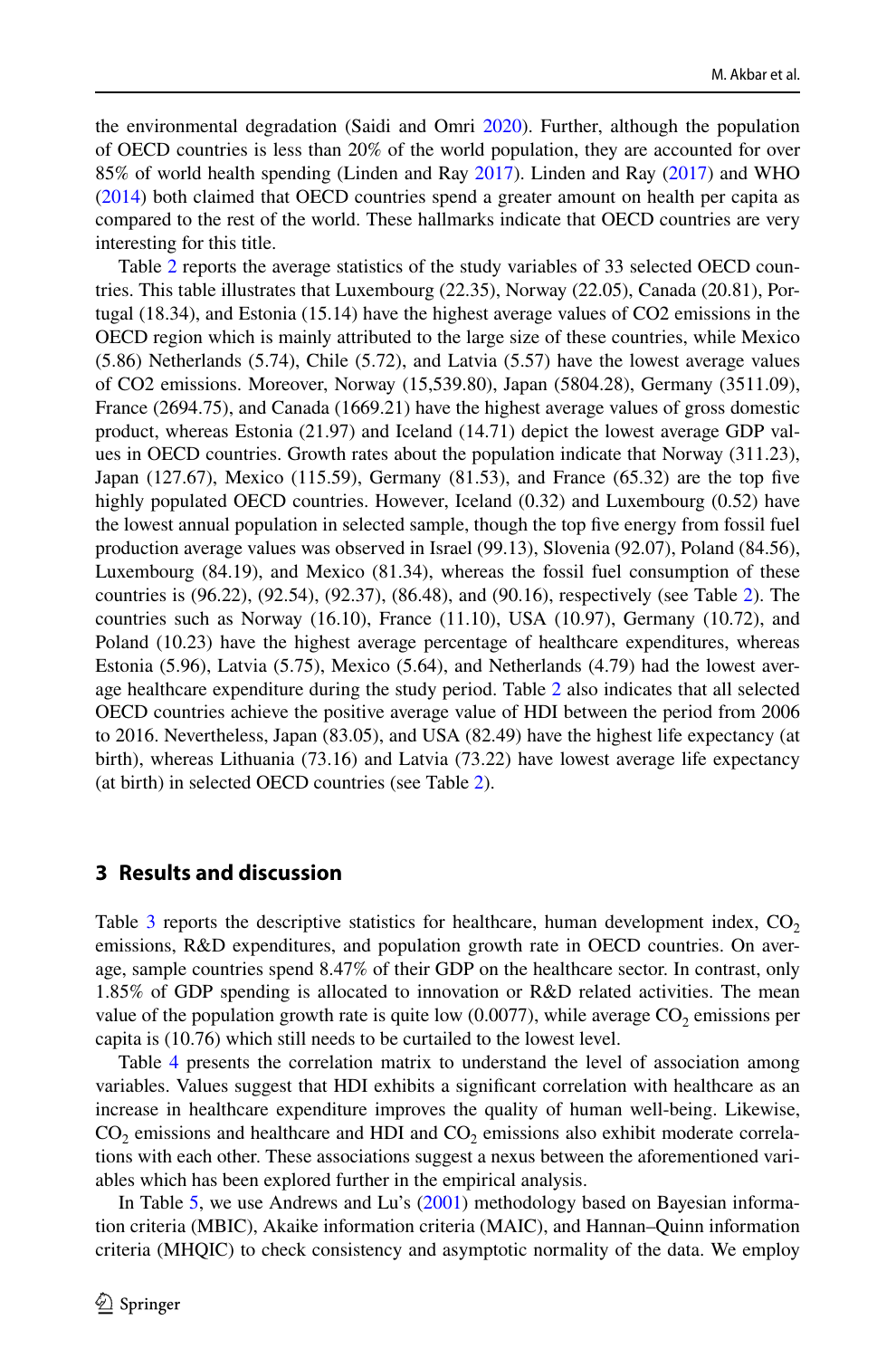the environmental degradation (Saidi and Omri 2020). Further, although the population of OECD countries is less than 20% of the world population, they are accounted for over 85% of world health spending (Linden and Ray 2017). Linden and Ray (2017) and WHO (2014) both claimed that OECD countries spend a greater amount on health per capita as compared to the rest of the world. These hallmarks indicate that OECD countries are very interesting for this title.

Table 2 reports the average statistics of the study variables of 33 selected OECD countries. This table illustrates that Luxembourg (22.35), Norway (22.05), Canada (20.81), Portugal (18.34), and Estonia (15.14) have the highest average values of CO2 emissions in the OECD region which is mainly attributed to the large size of these countries, while Mexico (5.86) Netherlands (5.74), Chile (5.72), and Latvia (5.57) have the lowest average values of CO2 emissions. Moreover, Norway (15,539.80), Japan (5804.28), Germany (3511.09), France (2694.75), and Canada (1669.21) have the highest average values of gross domestic product, whereas Estonia (21.97) and Iceland (14.71) depict the lowest average GDP values in OECD countries. Growth rates about the population indicate that Norway (311.23), Japan (127.67), Mexico (115.59), Germany (81.53), and France (65.32) are the top five highly populated OECD countries. However, Iceland (0.32) and Luxembourg (0.52) have the lowest annual population in selected sample, though the top five energy from fossil fuel production average values was observed in Israel (99.13), Slovenia (92.07), Poland (84.56), Luxembourg (84.19), and Mexico (81.34), whereas the fossil fuel consumption of these countries is (96.22), (92.54), (92.37), (86.48), and (90.16), respectively (see Table 2). The countries such as Norway (16.10), France (11.10), USA (10.97), Germany (10.72), and Poland (10.23) have the highest average percentage of healthcare expenditures, whereas Estonia (5.96), Latvia (5.75), Mexico (5.64), and Netherlands (4.79) had the lowest average healthcare expenditure during the study period. Table 2 also indicates that all selected OECD countries achieve the positive average value of HDI between the period from 2006 to 2016. Nevertheless, Japan (83.05), and USA (82.49) have the highest life expectancy (at birth), whereas Lithuania (73.16) and Latvia (73.22) have lowest average life expectancy (at birth) in selected OECD countries (see Table 2).

## 3 Results and discussion

Table 3 reports the descriptive statistics for healthcare, human development index, $CO_2$ emissions, R&D expenditures, and population growth rate in OECD countries. On average, sample countries spend 8.47% of their GDP on the healthcare sector. In contrast, only 1.85% of GDP spending is allocated to innovation or R&D related activities. The mean value of the population growth rate is quite low (0.0077), while average $CO_2$ emissions per capita is (10.76) which still needs to be curtailed to the lowest level.

Table 4 presents the correlation matrix to understand the level of association among variables. Values suggest that HDI exhibits a significant correlation with healthcare as an increase in healthcare expenditure improves the quality of human well-being. Likewise, $CO_2$ emissions and healthcare and HDI and $CO_2$ emissions also exhibit moderate correlations with each other. These associations suggest a nexus between the aforementioned variables which has been explored further in the empirical analysis.

In Table 5, we use Andrews and Lu's (2001) methodology based on Bayesian information criteria (MBIC), Akaike information criteria (MAIC), and Hannan–Quinn information criteria (MHQIC) to check consistency and asymptotic normality of the data. We employ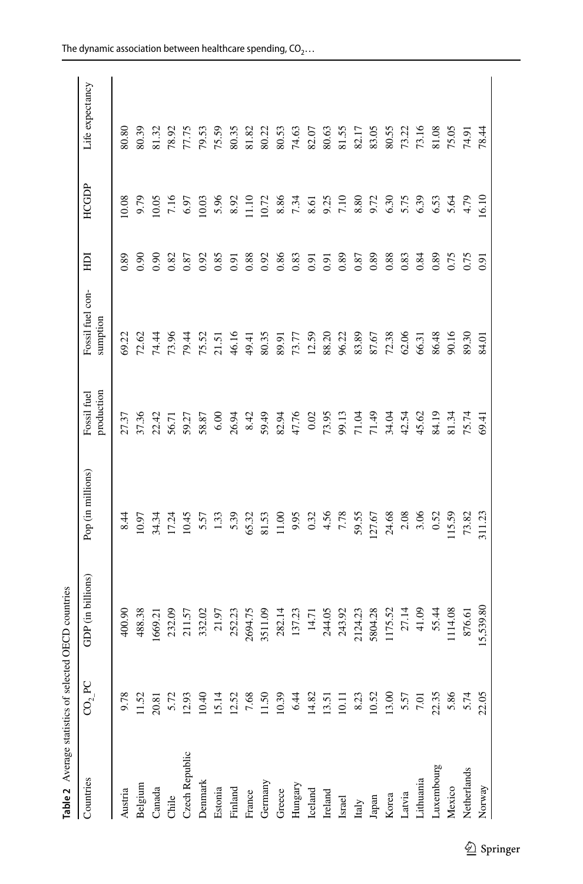**Table 2** Average statistics of selected OECD countries

| Countries | $CO_2$_PC | GDP (in billions) | Pop (in millions) | Fossil fuel production | Fossil fuel consumption | HDI | HCGDP | Life expectancy |
|---|---|---|---|---|---|---|---|---|
| Austria | 9.78 | 400.90 | 8.44 | 27.37 | 69.22 | 0.89 | 10.08 | 80.80 |
| Belgium | 11.52 | 488.38 | 10.97 | 37.36 | 72.62 | 0.90 | 9.79 | 80.39 |
| Canada | 20.81 | 1669.21 | 34.34 | 22.42 | 74.44 | 0.90 | 10.05 | 81.32 |
| Chile | 5.72 | 232.09 | 17.24 | 56.71 | 73.96 | 0.82 | 7.16 | 78.92 |
| Czech Republic | 12.93 | 211.57 | 10.45 | 59.27 | 79.44 | 0.87 | 6.97 | 77.75 |
| Denmark | 10.40 | 332.02 | 5.57 | 58.87 | 75.52 | 0.92 | 10.03 | 79.53 |
| Estonia | 15.14 | 21.97 | 1.33 | 6.00 | 21.51 | 0.85 | 5.96 | 75.59 |
| Finland | 12.52 | 252.23 | 5.39 | 26.94 | 46.16 | 0.91 | 8.92 | 80.35 |
| France | 7.68 | 2694.75 | 65.32 | 8.42 | 49.41 | 0.88 | 11.10 | 81.82 |
| Germany | 11.50 | 3511.09 | 81.53 | 59.49 | 80.35 | 0.92 | 10.72 | 80.22 |
| Greece | 10.39 | 282.14 | 11.00 | 82.94 | 89.91 | 0.86 | 8.86 | 80.53 |
| Hungary | 6.44 | 137.23 | 9.95 | 47.76 | 73.77 | 0.83 | 7.34 | 74.63 |
| Iceland | 14.82 | 14.71 | 0.32 | 0.02 | 12.59 | 0.91 | 8.61 | 82.07 |
| Ireland | 13.51 | 244.05 | 4.56 | 73.95 | 88.20 | 0.91 | 9.25 | 80.63 |
| Israel | 10.11 | 243.92 | 7.78 | 99.13 | 96.22 | 0.89 | 7.10 | 81.55 |
| Italy | 8.23 | 2124.23 | 59.55 | 71.04 | 83.89 | 0.87 | 8.80 | 82.17 |
| Japan | 10.52 | 5804.28 | 127.67 | 71.49 | 87.67 | 0.89 | 9.72 | 83.05 |
| Korea | 13.00 | 1175.52 | 24.68 | 34.04 | 72.38 | 0.88 | 6.30 | 80.55 |
| Latvia | 5.57 | 27.14 | 2.08 | 42.54 | 62.06 | 0.83 | 5.75 | 73.22 |
| Lithuania | 7.01 | 41.09 | 3.06 | 45.62 | 66.31 | 0.84 | 6.39 | 73.16 |
| Luxembourg | 22.35 | 55.44 | 0.52 | 84.19 | 86.48 | 0.89 | 6.53 | 81.08 |
| Mexico | 5.86 | 1114.08 | 115.59 | 81.34 | 90.16 | 0.75 | 5.64 | 75.05 |
| Netherlands | 5.74 | 876.61 | 73.82 | 75.74 | 89.30 | 0.75 | 4.79 | 74.91 |
| Norway | 22.05 | 15,539.80 | 311.23 | 69.41 | 84.01 | 0.91 | 16.10 | 78.44 |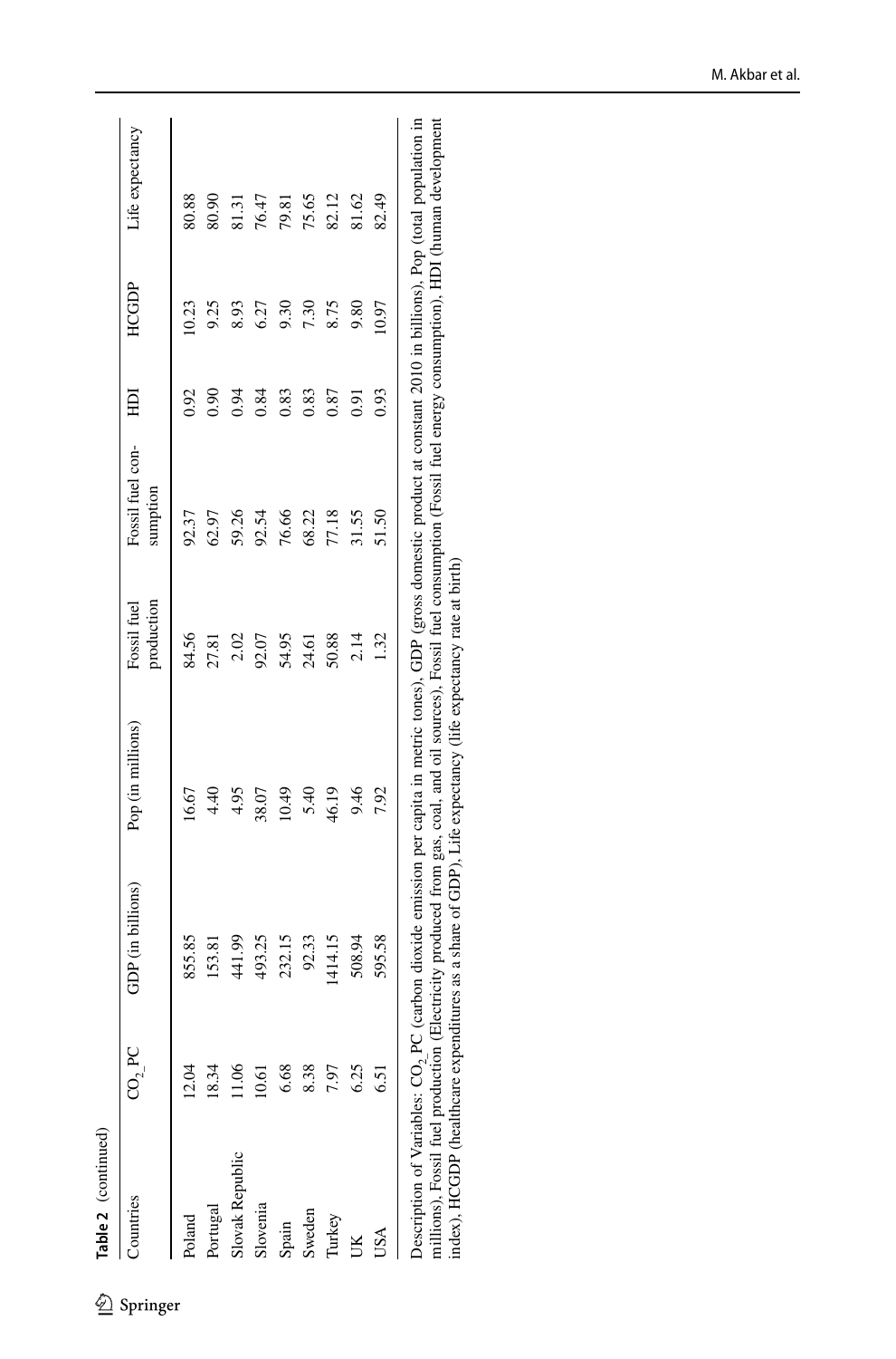**Table 2** (continued)

| Countries | $CO_2$_PC | GDP (in billions) | Pop (in millions) | Fossil fuel production | Fossil fuel consumption | HDI | HCGDP | Life expectancy |
|---|---|---|---|---|---|---|---|---|
| Poland | 12.04 | 855.85 | 16.67 | 84.56 | 92.37 | 0.92 | 10.23 | 80.88 |
| Portugal | 18.34 | 153.81 | 4.40 | 27.81 | 62.97 | 0.90 | 9.25 | 80.90 |
| Slovak Republic | 11.06 | 441.99 | 4.95 | 2.02 | 59.26 | 0.94 | 8.93 | 81.31 |
| Slovenia | 10.61 | 493.25 | 38.07 | 92.07 | 92.54 | 0.84 | 6.27 | 76.47 |
| Spain | 6.68 | 232.15 | 10.49 | 54.95 | 76.66 | 0.83 | 9.30 | 79.81 |
| Sweden | 8.38 | 92.33 | 5.40 | 24.61 | 68.22 | 0.83 | 7.30 | 75.65 |
| Turkey | 7.97 | 1414.15 | 46.19 | 50.88 | 77.18 | 0.87 | 8.75 | 82.12 |
| UK | 6.25 | 508.94 | 9.46 | 2.14 | 31.55 | 0.91 | 9.80 | 81.62 |
| USA | 6.51 | 595.58 | 7.92 | 1.32 | 51.50 | 0.93 | 10.97 | 82.49 |

Description of Variables: $CO_2$_PC (carbon dioxide emission per capita in metric tones), GDP (gross domestic product at constant 2010 in billions), Pop (total population in millions), Fossil fuel production (Electricity produced from gas, coal, and oil sources), Fossil fuel consumption (Fossil fuel energy consumption), HDI (human development index), HCGDP (healthcare expenditures as a share of GDP), Life expectancy (life expectancy rate at birth)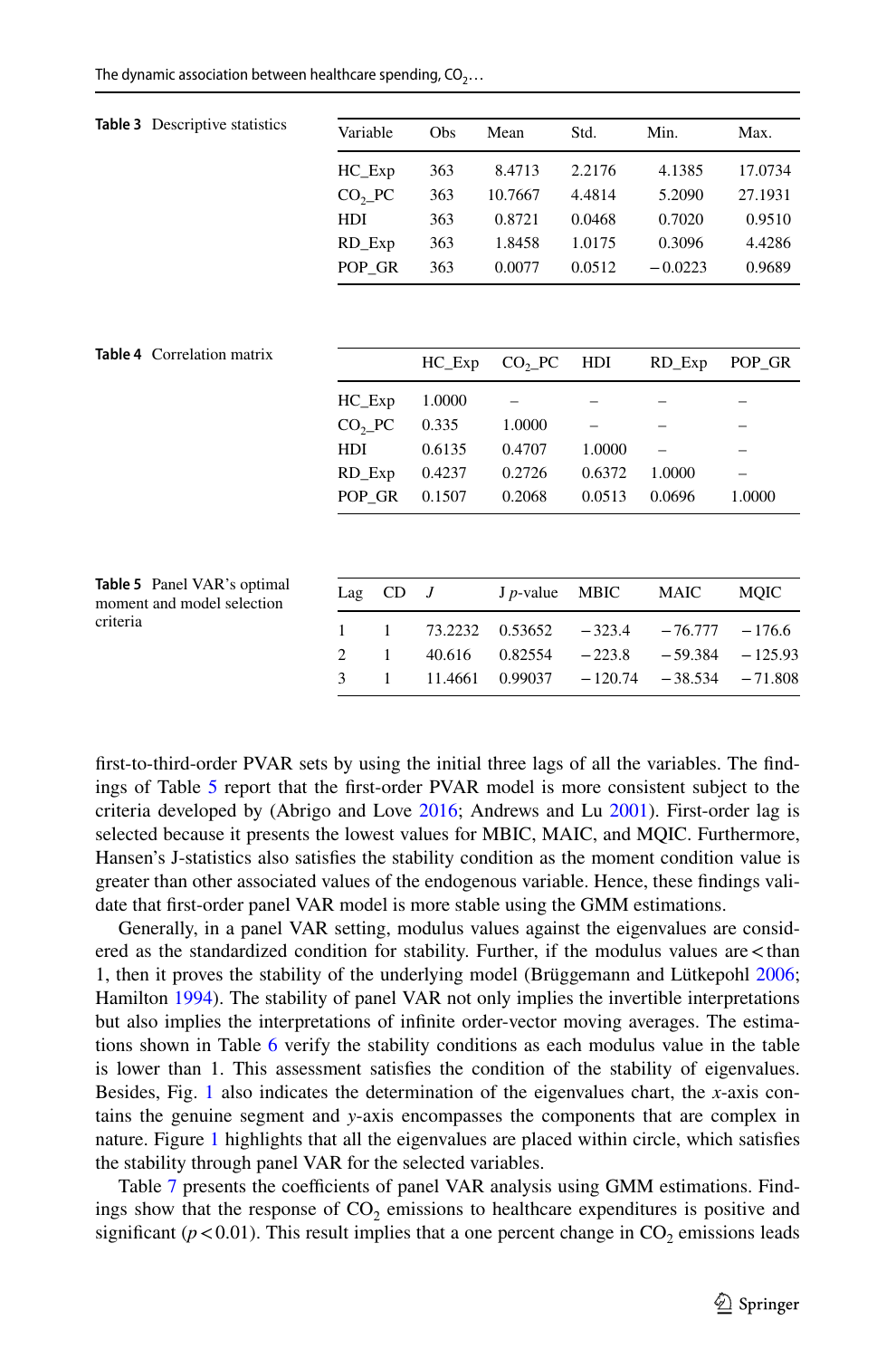**Table 3** Descriptive statistics

| Variable | Obs | Mean | Std. | Min. | Max. |
|---|---|---|---|---|---|
| HC_Exp | 363 | 8.4713 | 2.2176 | 4.1385 | 17.0734 |
| $CO_2$_PC | 363 | 10.7667 | 4.4814 | 5.2090 | 27.1931 |
| HDI | 363 | 0.8721 | 0.0468 | 0.7020 | 0.9510 |
| RD_Exp | 363 | 1.8458 | 1.0175 | 0.3096 | 4.4286 |
| POP_GR | 363 | 0.0077 | 0.0512 | −0.0223 | 0.9689 |

**Table 4** Correlation matrix

| | HC_Exp | $CO_2$_PC | HDI | RD_Exp | POP_GR |
|---|---|---|---|---|---|
| HC_Exp | 1.0000 | – | – | – | – |
| $CO_2$_PC | 0.335 | 1.0000 | – | – | – |
| HDI | 0.6135 | 0.4707 | 1.0000 | – | – |
| RD_Exp | 0.4237 | 0.2726 | 0.6372 | 1.0000 | – |
| POP_GR | 0.1507 | 0.2068 | 0.0513 | 0.0696 | 1.0000 |

**Table 5** Panel VAR's optimal moment and model selection criteria

| Lag | CD | *J* | J *p*-value | MBIC | MAIC | MQIC |
|---|---|---|---|---|---|---|
| 1 | 1 | 73.2232 | 0.53652 | −323.4 | −76.777 | −176.6 |
| 2 | 1 | 40.616 | 0.82554 | −223.8 | −59.384 | −125.93 |
| 3 | 1 | 11.4661 | 0.99037 | −120.74 | −38.534 | −71.808 |

first-to-third-order PVAR sets by using the initial three lags of all the variables. The findings of Table 5 report that the first-order PVAR model is more consistent subject to the criteria developed by (Abrigo and Love 2016; Andrews and Lu 2001). First-order lag is selected because it presents the lowest values for MBIC, MAIC, and MQIC. Furthermore, Hansen's J-statistics also satisfies the stability condition as the moment condition value is greater than other associated values of the endogenous variable. Hence, these findings validate that first-order panel VAR model is more stable using the GMM estimations.

Generally, in a panel VAR setting, modulus values against the eigenvalues are considered as the standardized condition for stability. Further, if the modulus values are < than 1, then it proves the stability of the underlying model (Brüggemann and Lütkepohl 2006; Hamilton 1994). The stability of panel VAR not only implies the invertible interpretations but also implies the interpretations of infinite order-vector moving averages. The estimations shown in Table 6 verify the stability conditions as each modulus value in the table is lower than 1. This assessment satisfies the condition of the stability of eigenvalues. Besides, Fig. 1 also indicates the determination of the eigenvalues chart, the *x*-axis contains the genuine segment and *y*-axis encompasses the components that are complex in nature. Figure 1 highlights that all the eigenvalues are placed within circle, which satisfies the stability through panel VAR for the selected variables.

Table 7 presents the coefficients of panel VAR analysis using GMM estimations. Findings show that the response of $CO_2$ emissions to healthcare expenditures is positive and significant ($p < 0.01$). This result implies that a one percent change in $CO_2$ emissions leads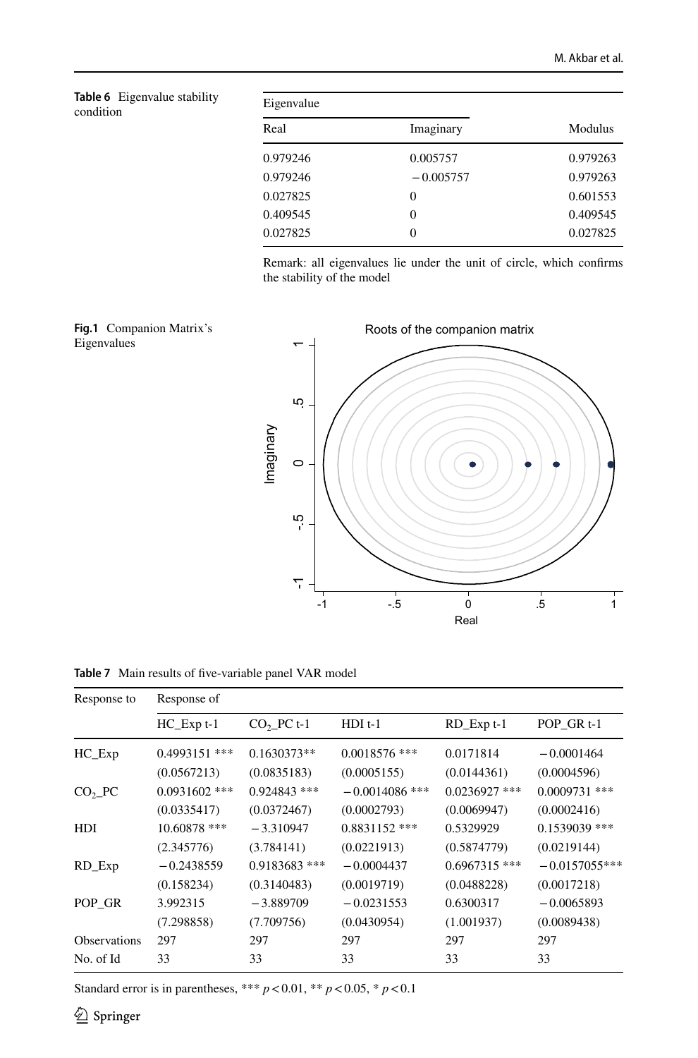**Table 6** Eigenvalue stability condition

| Eigenvalue | | |
|---|---|---|
| Real | Imaginary | Modulus |
| 0.979246 | 0.005757 | 0.979263 |
| 0.979246 | −0.005757 | 0.979263 |
| 0.027825 | 0 | 0.601553 |
| 0.409545 | 0 | 0.409545 |
| 0.027825 | 0 | 0.027825 |

Remark: all eigenvalues lie under the unit of circle, which confirms the stability of the model

**Fig. 1** Companion Matrix's Eigenvalues

**Table 7** Main results of five-variable panel VAR model

| Response to | Response of | | | | |
|---|---|---|---|---|---|
| | HC_Exp t-1 | $CO_2$_PC t-1 | HDI t-1 | RD_Exp t-1 | POP_GR t-1 |
| HC_Exp | 0.4993151 *** | 0.1630373** | 0.0018576 *** | 0.0171814 | −0.0001464 |
| | (0.0567213) | (0.0835183) | (0.0005155) | (0.0144361) | (0.0004596) |
| $CO_2$_PC | 0.0931602 *** | 0.924843 *** | −0.0014086 *** | 0.0236927 *** | 0.0009731 *** |
| | (0.0335417) | (0.0372467) | (0.0002793) | (0.0069947) | (0.0002416) |
| HDI | 10.60878 *** | −3.310947 | 0.8831152 *** | 0.5329929 | 0.1539039 *** |
| | (2.345776) | (3.784141) | (0.0221913) | (0.5874779) | (0.0219144) |
| RD_Exp | −0.2438559 | 0.9183683 *** | −0.0004437 | 0.6967315 *** | −0.0157055*** |
| | (0.158234) | (0.3140483) | (0.0019719) | (0.0488228) | (0.0017218) |
| POP_GR | 3.992315 | −3.889709 | −0.0231553 | 0.6300317 | −0.0065893 |
| | (7.298858) | (7.709756) | (0.0430954) | (1.001937) | (0.0089438) |
| Observations | 297 | 297 | 297 | 297 | 297 |
| No. of Id | 33 | 33 | 33 | 33 | 33 |

Standard error is in parentheses, *** $p < 0.01$, ** $p < 0.05$, * $p < 0.1$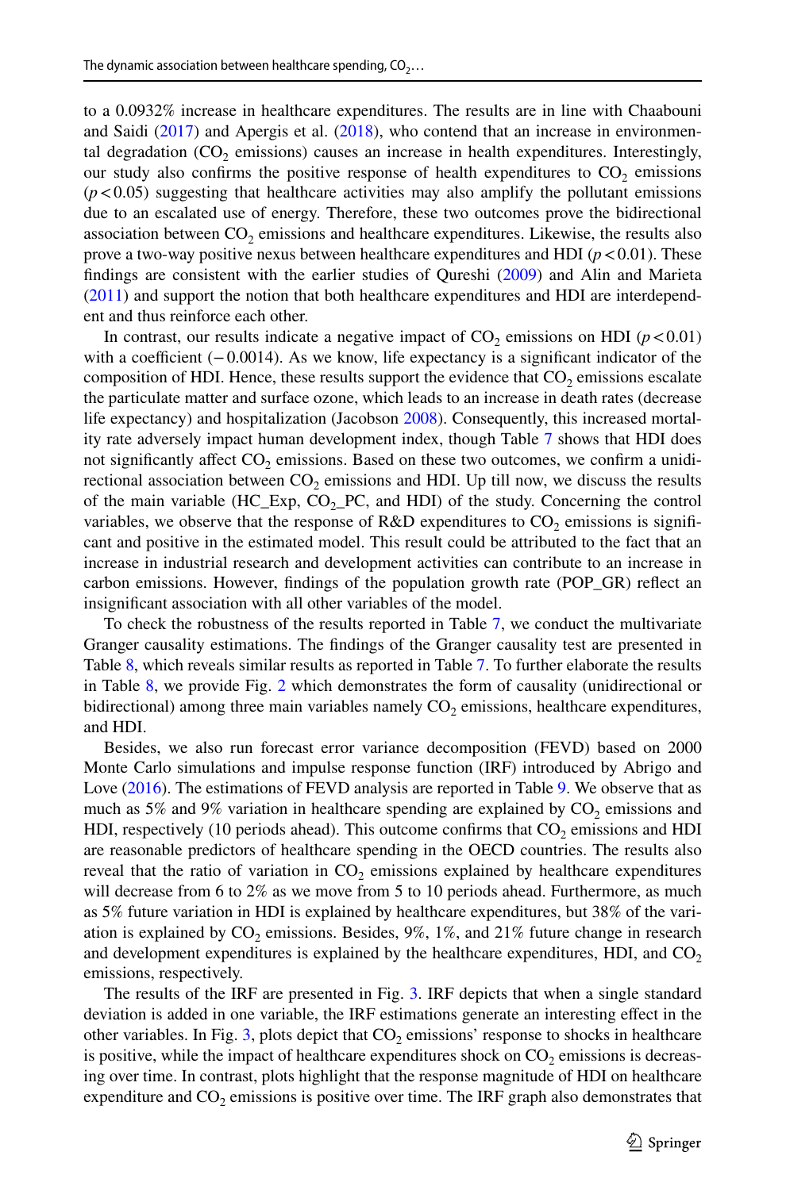to a 0.0932% increase in healthcare expenditures. The results are in line with Chaabouni and Saidi (2017) and Apergis et al. (2018), who contend that an increase in environmental degradation ($CO_2$ emissions) causes an increase in health expenditures. Interestingly, our study also confirms the positive response of health expenditures to $CO_2$ emissions ($p < 0.05$) suggesting that healthcare activities may also amplify the pollutant emissions due to an escalated use of energy. Therefore, these two outcomes prove the bidirectional association between $CO_2$ emissions and healthcare expenditures. Likewise, the results also prove a two-way positive nexus between healthcare expenditures and HDI ($p < 0.01$). These findings are consistent with the earlier studies of Qureshi (2009) and Alin and Marieta (2011) and support the notion that both healthcare expenditures and HDI are interdependent and thus reinforce each other.

In contrast, our results indicate a negative impact of $CO_2$ emissions on HDI ($p < 0.01$) with a coefficient ($-0.0014$). As we know, life expectancy is a significant indicator of the composition of HDI. Hence, these results support the evidence that $CO_2$ emissions escalate the particulate matter and surface ozone, which leads to an increase in death rates (decrease life expectancy) and hospitalization (Jacobson 2008). Consequently, this increased mortality rate adversely impact human development index, though Table 7 shows that HDI does not significantly affect $CO_2$ emissions. Based on these two outcomes, we confirm a unidirectional association between $CO_2$ emissions and HDI. Up till now, we discuss the results of the main variable (HC_Exp, $CO_2$_PC, and HDI) of the study. Concerning the control variables, we observe that the response of R&D expenditures to $CO_2$ emissions is significant and positive in the estimated model. This result could be attributed to the fact that an increase in industrial research and development activities can contribute to an increase in carbon emissions. However, findings of the population growth rate (POP_GR) reflect an insignificant association with all other variables of the model.

To check the robustness of the results reported in Table 7, we conduct the multivariate Granger causality estimations. The findings of the Granger causality test are presented in Table 8, which reveals similar results as reported in Table 7. To further elaborate the results in Table 8, we provide Fig. 2 which demonstrates the form of causality (unidirectional or bidirectional) among three main variables namely $CO_2$ emissions, healthcare expenditures, and HDI.

Besides, we also run forecast error variance decomposition (FEVD) based on 2000 Monte Carlo simulations and impulse response function (IRF) introduced by Abrigo and Love (2016). The estimations of FEVD analysis are reported in Table 9. We observe that as much as 5% and 9% variation in healthcare spending are explained by $CO_2$ emissions and HDI, respectively (10 periods ahead). This outcome confirms that $CO_2$ emissions and HDI are reasonable predictors of healthcare spending in the OECD countries. The results also reveal that the ratio of variation in $CO_2$ emissions explained by healthcare expenditures will decrease from 6 to 2% as we move from 5 to 10 periods ahead. Furthermore, as much as 5% future variation in HDI is explained by healthcare expenditures, but 38% of the variation is explained by $CO_2$ emissions. Besides, 9%, 1%, and 21% future change in research and development expenditures is explained by the healthcare expenditures, HDI, and $CO_2$ emissions, respectively.

The results of the IRF are presented in Fig. 3. IRF depicts that when a single standard deviation is added in one variable, the IRF estimations generate an interesting effect in the other variables. In Fig. 3, plots depict that $CO_2$ emissions' response to shocks in healthcare is positive, while the impact of healthcare expenditures shock on $CO_2$ emissions is decreasing over time. In contrast, plots highlight that the response magnitude of HDI on healthcare expenditure and $CO_2$ emissions is positive over time. The IRF graph also demonstrates that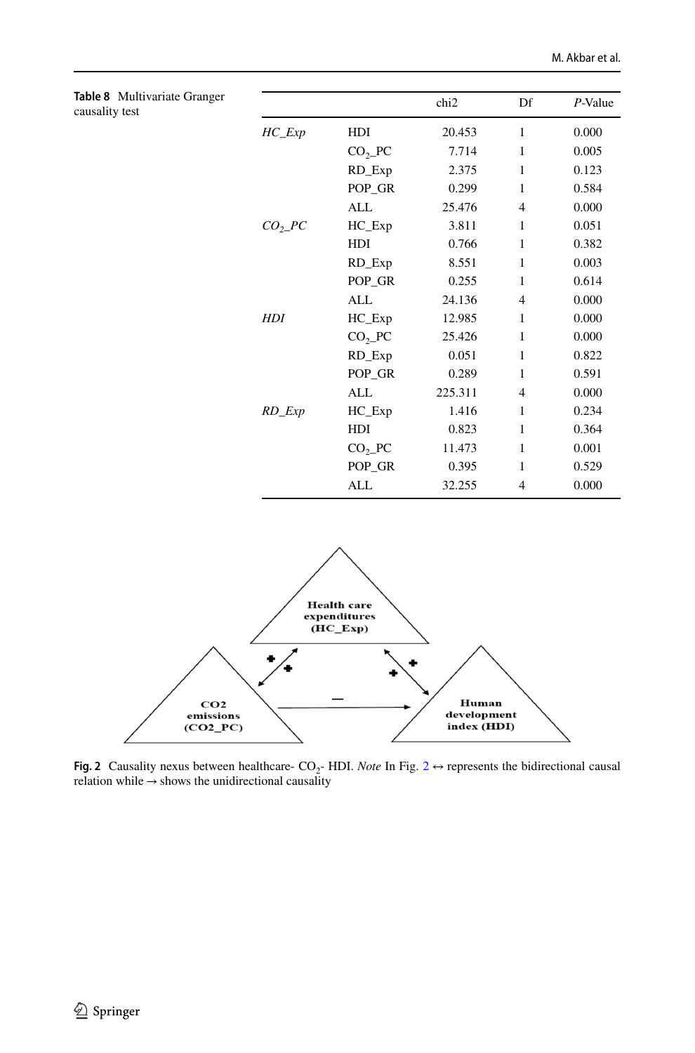**Table 8** Multivariate Granger causality test

| | | chi2 | Df | *P*-Value |
|---|---|---|---|---|
| *HC_Exp* | HDI | 20.453 | 1 | 0.000 |
| | $CO_2$_PC | 7.714 | 1 | 0.005 |
| | RD_Exp | 2.375 | 1 | 0.123 |
| | POP_GR | 0.299 | 1 | 0.584 |
| | ALL | 25.476 | 4 | 0.000 |
| *$CO_2$_PC* | HC_Exp | 3.811 | 1 | 0.051 |
| | HDI | 0.766 | 1 | 0.382 |
| | RD_Exp | 8.551 | 1 | 0.003 |
| | POP_GR | 0.255 | 1 | 0.614 |
| | ALL | 24.136 | 4 | 0.000 |
| *HDI* | HC_Exp | 12.985 | 1 | 0.000 |
| | $CO_2$_PC | 25.426 | 1 | 0.000 |
| | RD_Exp | 0.051 | 1 | 0.822 |
| | POP_GR | 0.289 | 1 | 0.591 |
| | ALL | 225.311 | 4 | 0.000 |
| *RD_Exp* | HC_Exp | 1.416 | 1 | 0.234 |
| | HDI | 0.823 | 1 | 0.364 |
| | $CO_2$_PC | 11.473 | 1 | 0.001 |
| | POP_GR | 0.395 | 1 | 0.529 |
| | ALL | 32.255 | 4 | 0.000 |

**Fig. 2** Causality nexus between healthcare- $CO_2$- HDI. *Note* In Fig. 2 ↔ represents the bidirectional causal relation while → shows the unidirectional causality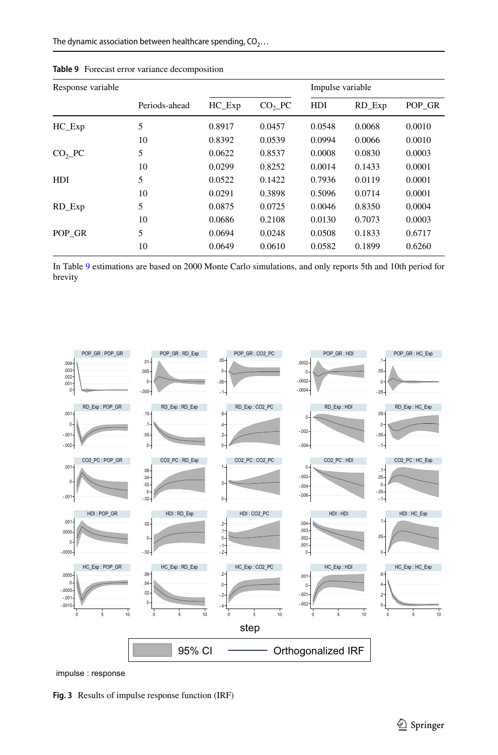**Table 9** Forecast error variance decomposition

| Response variable | Periods-ahead | Impulse variable | | | | |
|---|---|---|---|---|---|---|
| | | HC_Exp | $CO_2$_PC | HDI | RD_Exp | POP_GR |
| HC_Exp | 5 | 0.8917 | 0.0457 | 0.0548 | 0.0068 | 0.0010 |
| | 10 | 0.8392 | 0.0539 | 0.0994 | 0.0066 | 0.0010 |
| $CO_2$_PC | 5 | 0.0622 | 0.8537 | 0.0008 | 0.0830 | 0.0003 |
| | 10 | 0.0299 | 0.8252 | 0.0014 | 0.1433 | 0.0001 |
| HDI | 5 | 0.0522 | 0.1422 | 0.7936 | 0.0119 | 0.0001 |
| | 10 | 0.0291 | 0.3898 | 0.5096 | 0.0714 | 0.0001 |
| RD_Exp | 5 | 0.0875 | 0.0725 | 0.0046 | 0.8350 | 0.0004 |
| | 10 | 0.0686 | 0.2108 | 0.0130 | 0.7073 | 0.0003 |
| POP_GR | 5 | 0.0694 | 0.0248 | 0.0508 | 0.1833 | 0.6717 |
| | 10 | 0.0649 | 0.0610 | 0.0582 | 0.1899 | 0.6260 |

In Table 9 estimations are based on 2000 Monte Carlo simulations, and only reports 5th and 10th period for brevity

**Fig. 3** Results of impulse response function (IRF)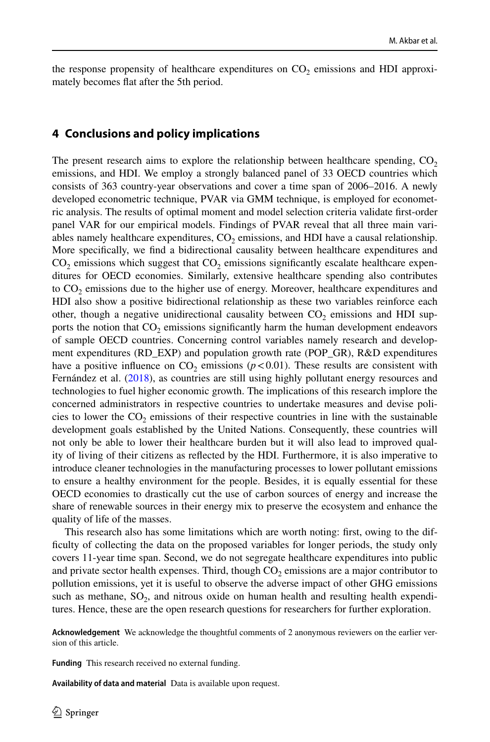the response propensity of healthcare expenditures on $CO_2$ emissions and HDI approximately becomes flat after the 5th period.

## 4 Conclusions and policy implications

The present research aims to explore the relationship between healthcare spending, $CO_2$ emissions, and HDI. We employ a strongly balanced panel of 33 OECD countries which consists of 363 country-year observations and cover a time span of 2006–2016. A newly developed econometric technique, PVAR via GMM technique, is employed for econometric analysis. The results of optimal moment and model selection criteria validate first-order panel VAR for our empirical models. Findings of PVAR reveal that all three main variables namely healthcare expenditures, $CO_2$ emissions, and HDI have a causal relationship. More specifically, we find a bidirectional causality between healthcare expenditures and $CO_2$ emissions which suggest that $CO_2$ emissions significantly escalate healthcare expenditures for OECD economies. Similarly, extensive healthcare spending also contributes to $CO_2$ emissions due to the higher use of energy. Moreover, healthcare expenditures and HDI also show a positive bidirectional relationship as these two variables reinforce each other, though a negative unidirectional causality between $CO_2$ emissions and HDI supports the notion that $CO_2$ emissions significantly harm the human development endeavors of sample OECD countries. Concerning control variables namely research and development expenditures (RD_EXP) and population growth rate (POP_GR), R&D expenditures have a positive influence on $CO_2$ emissions ($p < 0.01$). These results are consistent with Fernández et al. (2018), as countries are still using highly pollutant energy resources and technologies to fuel higher economic growth. The implications of this research implore the concerned administrators in respective countries to undertake measures and devise policies to lower the $CO_2$ emissions of their respective countries in line with the sustainable development goals established by the United Nations. Consequently, these countries will not only be able to lower their healthcare burden but it will also lead to improved quality of living of their citizens as reflected by the HDI. Furthermore, it is also imperative to introduce cleaner technologies in the manufacturing processes to lower pollutant emissions to ensure a healthy environment for the people. Besides, it is equally essential for these OECD economies to drastically cut the use of carbon sources of energy and increase the share of renewable sources in their energy mix to preserve the ecosystem and enhance the quality of life of the masses.

This research also has some limitations which are worth noting: first, owing to the difficulty of collecting the data on the proposed variables for longer periods, the study only covers 11-year time span. Second, we do not segregate healthcare expenditures into public and private sector health expenses. Third, though $CO_2$ emissions are a major contributor to pollution emissions, yet it is useful to observe the adverse impact of other GHG emissions such as methane, $SO_2$, and nitrous oxide on human health and resulting health expenditures. Hence, these are the open research questions for researchers for further exploration.

**Acknowledgement** We acknowledge the thoughtful comments of 2 anonymous reviewers on the earlier version of this article.

**Funding** This research received no external funding.

**Availability of data and material** Data is available upon request.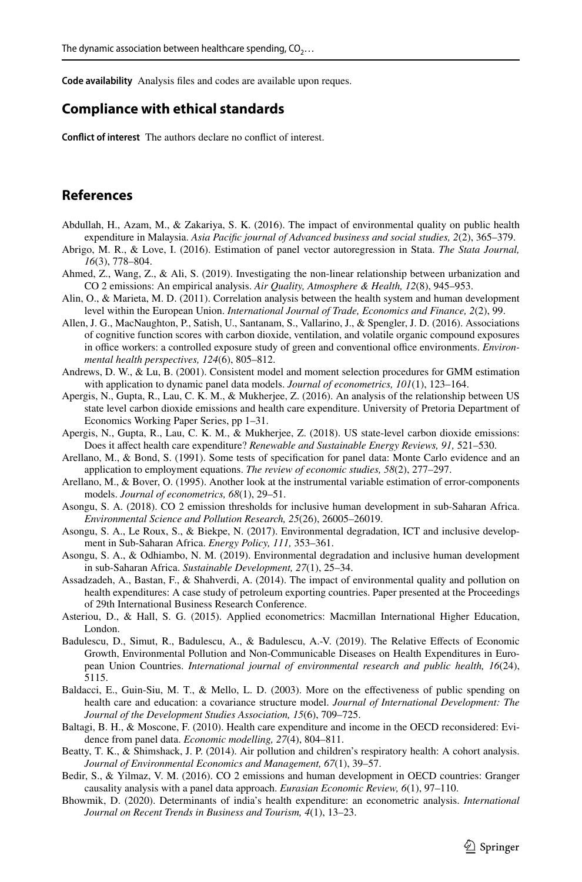**Code availability** Analysis files and codes are available upon reques.

## Compliance with ethical standards

**Conflict of interest** The authors declare no conflict of interest.

## References

Abdullah, H., Azam, M., & Zakariya, S. K. (2016). The impact of environmental quality on public health expenditure in Malaysia. *Asia Pacific journal of Advanced business and social studies, 2*(2), 365–379.

Abrigo, M. R., & Love, I. (2016). Estimation of panel vector autoregression in Stata. *The Stata Journal, 16*(3), 778–804.

Ahmed, Z., Wang, Z., & Ali, S. (2019). Investigating the non-linear relationship between urbanization and CO 2 emissions: An empirical analysis. *Air Quality, Atmosphere & Health, 12*(8), 945–953.

Alin, O., & Marieta, M. D. (2011). Correlation analysis between the health system and human development level within the European Union. *International Journal of Trade, Economics and Finance, 2*(2), 99.

Allen, J. G., MacNaughton, P., Satish, U., Santanam, S., Vallarino, J., & Spengler, J. D. (2016). Associations of cognitive function scores with carbon dioxide, ventilation, and volatile organic compound exposures in office workers: a controlled exposure study of green and conventional office environments. *Environmental health perspectives, 124*(6), 805–812.

Andrews, D. W., & Lu, B. (2001). Consistent model and moment selection procedures for GMM estimation with application to dynamic panel data models. *Journal of econometrics, 101*(1), 123–164.

Apergis, N., Gupta, R., Lau, C. K. M., & Mukherjee, Z. (2016). An analysis of the relationship between US state level carbon dioxide emissions and health care expenditure. University of Pretoria Department of Economics Working Paper Series, pp 1–31.

Apergis, N., Gupta, R., Lau, C. K. M., & Mukherjee, Z. (2018). US state-level carbon dioxide emissions: Does it affect health care expenditure? *Renewable and Sustainable Energy Reviews, 91,* 521–530.

Arellano, M., & Bond, S. (1991). Some tests of specification for panel data: Monte Carlo evidence and an application to employment equations. *The review of economic studies, 58*(2), 277–297.

Arellano, M., & Bover, O. (1995). Another look at the instrumental variable estimation of error-components models. *Journal of econometrics, 68*(1), 29–51.

Asongu, S. A. (2018). CO 2 emission thresholds for inclusive human development in sub-Saharan Africa. *Environmental Science and Pollution Research, 25*(26), 26005–26019.

Asongu, S. A., Le Roux, S., & Biekpe, N. (2017). Environmental degradation, ICT and inclusive development in Sub-Saharan Africa. *Energy Policy, 111,* 353–361.

Asongu, S. A., & Odhiambo, N. M. (2019). Environmental degradation and inclusive human development in sub-Saharan Africa. *Sustainable Development, 27*(1), 25–34.

Assadzadeh, A., Bastan, F., & Shahverdi, A. (2014). The impact of environmental quality and pollution on health expenditures: A case study of petroleum exporting countries. Paper presented at the Proceedings of 29th International Business Research Conference.

Asteriou, D., & Hall, S. G. (2015). Applied econometrics: Macmillan International Higher Education, London.

Badulescu, D., Simut, R., Badulescu, A., & Badulescu, A.-V. (2019). The Relative Effects of Economic Growth, Environmental Pollution and Non-Communicable Diseases on Health Expenditures in European Union Countries. *International journal of environmental research and public health, 16*(24), 5115.

Baldacci, E., Guin-Siu, M. T., & Mello, L. D. (2003). More on the effectiveness of public spending on health care and education: a covariance structure model. *Journal of International Development: The Journal of the Development Studies Association, 15*(6), 709–725.

Baltagi, B. H., & Moscone, F. (2010). Health care expenditure and income in the OECD reconsidered: Evidence from panel data. *Economic modelling, 27*(4), 804–811.

Beatty, T. K., & Shimshack, J. P. (2014). Air pollution and children's respiratory health: A cohort analysis. *Journal of Environmental Economics and Management, 67*(1), 39–57.

Bedir, S., & Yilmaz, V. M. (2016). CO 2 emissions and human development in OECD countries: Granger causality analysis with a panel data approach. *Eurasian Economic Review, 6*(1), 97–110.

Bhowmik, D. (2020). Determinants of india's health expenditure: an econometric analysis. *International Journal on Recent Trends in Business and Tourism, 4*(1), 13–23.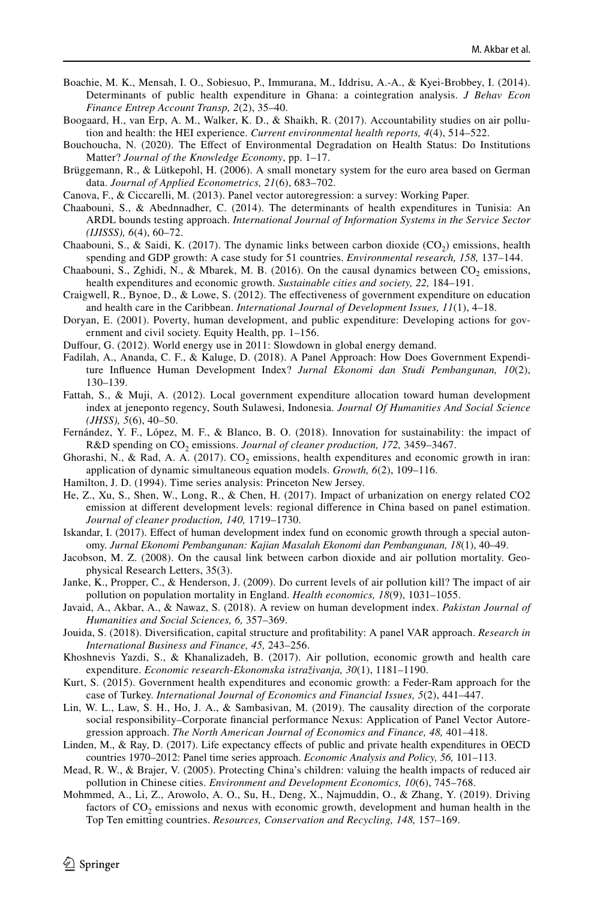Boachie, M. K., Mensah, I. O., Sobiesuo, P., Immurana, M., Iddrisu, A.-A., & Kyei-Brobbey, I. (2014). Determinants of public health expenditure in Ghana: a cointegration analysis. *J Behav Econ Finance Entrep Account Transp, 2*(2), 35–40.

Boogaard, H., van Erp, A. M., Walker, K. D., & Shaikh, R. (2017). Accountability studies on air pollution and health: the HEI experience. *Current environmental health reports, 4*(4), 514–522.

Bouchoucha, N. (2020). The Effect of Environmental Degradation on Health Status: Do Institutions Matter? *Journal of the Knowledge Economy*, pp. 1–17.

Brüggemann, R., & Lütkepohl, H. (2006). A small monetary system for the euro area based on German data. *Journal of Applied Econometrics, 21*(6), 683–702.

Canova, F., & Ciccarelli, M. (2013). Panel vector autoregression: a survey: Working Paper.

Chaabouni, S., & Abednnadher, C. (2014). The determinants of health expenditures in Tunisia: An ARDL bounds testing approach. *International Journal of Information Systems in the Service Sector (IJISSS), 6*(4), 60–72.

Chaabouni, S., & Saidi, K. (2017). The dynamic links between carbon dioxide ($CO_2$) emissions, health spending and GDP growth: A case study for 51 countries. *Environmental research, 158,* 137–144.

Chaabouni, S., Zghidi, N., & Mbarek, M. B. (2016). On the causal dynamics between $CO_2$ emissions, health expenditures and economic growth. *Sustainable cities and society, 22,* 184–191.

Craigwell, R., Bynoe, D., & Lowe, S. (2012). The effectiveness of government expenditure on education and health care in the Caribbean. *International Journal of Development Issues, 11*(1), 4–18.

Doryan, E. (2001). Poverty, human development, and public expenditure: Developing actions for government and civil society. Equity Health, pp. 1–156.

Duffour, G. (2012). World energy use in 2011: Slowdown in global energy demand.

Fadilah, A., Ananda, C. F., & Kaluge, D. (2018). A Panel Approach: How Does Government Expenditure Influence Human Development Index? *Jurnal Ekonomi dan Studi Pembangunan, 10*(2), 130–139.

Fattah, S., & Muji, A. (2012). Local government expenditure allocation toward human development index at jeneponto regency, South Sulawesi, Indonesia. *Journal Of Humanities And Social Science (JHSS), 5*(6), 40–50.

Fernández, Y. F., López, M. F., & Blanco, B. O. (2018). Innovation for sustainability: the impact of R&D spending on $CO_2$ emissions. *Journal of cleaner production, 172,* 3459–3467.

Ghorashi, N., & Rad, A. A. (2017). $CO_2$ emissions, health expenditures and economic growth in iran: application of dynamic simultaneous equation models. *Growth, 6*(2), 109–116.

Hamilton, J. D. (1994). Time series analysis: Princeton New Jersey.

He, Z., Xu, S., Shen, W., Long, R., & Chen, H. (2017). Impact of urbanization on energy related CO2 emission at different development levels: regional difference in China based on panel estimation. *Journal of cleaner production, 140,* 1719–1730.

Iskandar, I. (2017). Effect of human development index fund on economic growth through a special autonomy. *Jurnal Ekonomi Pembangunan: Kajian Masalah Ekonomi dan Pembangunan, 18*(1), 40–49.

Jacobson, M. Z. (2008). On the causal link between carbon dioxide and air pollution mortality. Geophysical Research Letters, 35(3).

Janke, K., Propper, C., & Henderson, J. (2009). Do current levels of air pollution kill? The impact of air pollution on population mortality in England. *Health economics, 18*(9), 1031–1055.

Javaid, A., Akbar, A., & Nawaz, S. (2018). A review on human development index. *Pakistan Journal of Humanities and Social Sciences, 6,* 357–369.

Jouida, S. (2018). Diversification, capital structure and profitability: A panel VAR approach. *Research in International Business and Finance, 45,* 243–256.

Khoshnevis Yazdi, S., & Khanalizadeh, B. (2017). Air pollution, economic growth and health care expenditure. *Economic research-Ekonomska istraživanja, 30*(1), 1181–1190.

Kurt, S. (2015). Government health expenditures and economic growth: a Feder-Ram approach for the case of Turkey. *International Journal of Economics and Financial Issues, 5*(2), 441–447.

Lin, W. L., Law, S. H., Ho, J. A., & Sambasivan, M. (2019). The causality direction of the corporate social responsibility–Corporate financial performance Nexus: Application of Panel Vector Autoregression approach. *The North American Journal of Economics and Finance, 48,* 401–418.

Linden, M., & Ray, D. (2017). Life expectancy effects of public and private health expenditures in OECD countries 1970–2012: Panel time series approach. *Economic Analysis and Policy, 56,* 101–113.

Mead, R. W., & Brajer, V. (2005). Protecting China's children: valuing the health impacts of reduced air pollution in Chinese cities. *Environment and Development Economics, 10*(6), 745–768.

Mohmmed, A., Li, Z., Arowolo, A. O., Su, H., Deng, X., Najmuddin, O., & Zhang, Y. (2019). Driving factors of $CO_2$ emissions and nexus with economic growth, development and human health in the Top Ten emitting countries. *Resources, Conservation and Recycling, 148,* 157–169.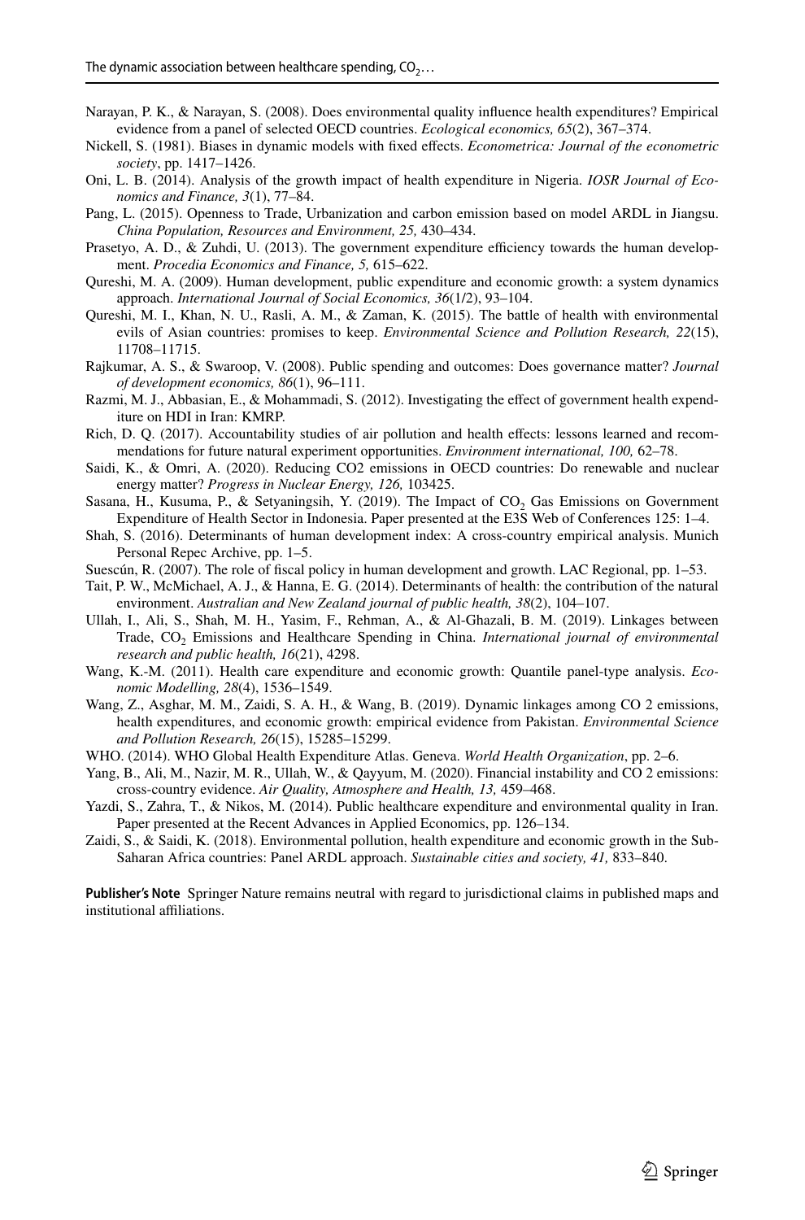Narayan, P. K., & Narayan, S. (2008). Does environmental quality influence health expenditures? Empirical evidence from a panel of selected OECD countries. *Ecological economics, 65*(2), 367–374.

Nickell, S. (1981). Biases in dynamic models with fixed effects. *Econometrica: Journal of the econometric society*, pp. 1417–1426.

Oni, L. B. (2014). Analysis of the growth impact of health expenditure in Nigeria. *IOSR Journal of Economics and Finance, 3*(1), 77–84.

Pang, L. (2015). Openness to Trade, Urbanization and carbon emission based on model ARDL in Jiangsu. *China Population, Resources and Environment, 25,* 430–434.

Prasetyo, A. D., & Zuhdi, U. (2013). The government expenditure efficiency towards the human development. *Procedia Economics and Finance, 5,* 615–622.

Qureshi, M. A. (2009). Human development, public expenditure and economic growth: a system dynamics approach. *International Journal of Social Economics, 36*(1/2), 93–104.

Qureshi, M. I., Khan, N. U., Rasli, A. M., & Zaman, K. (2015). The battle of health with environmental evils of Asian countries: promises to keep. *Environmental Science and Pollution Research, 22*(15), 11708–11715.

Rajkumar, A. S., & Swaroop, V. (2008). Public spending and outcomes: Does governance matter? *Journal of development economics, 86*(1), 96–111.

Razmi, M. J., Abbasian, E., & Mohammadi, S. (2012). Investigating the effect of government health expenditure on HDI in Iran: KMRP.

Rich, D. Q. (2017). Accountability studies of air pollution and health effects: lessons learned and recommendations for future natural experiment opportunities. *Environment international, 100,* 62–78.

Saidi, K., & Omri, A. (2020). Reducing CO2 emissions in OECD countries: Do renewable and nuclear energy matter? *Progress in Nuclear Energy, 126,* 103425.

Sasana, H., Kusuma, P., & Setyaningsih, Y. (2019). The Impact of $CO_2$ Gas Emissions on Government Expenditure of Health Sector in Indonesia. Paper presented at the E3S Web of Conferences 125: 1–4.

Shah, S. (2016). Determinants of human development index: A cross-country empirical analysis. Munich Personal Repec Archive, pp. 1–5.

Suescún, R. (2007). The role of fiscal policy in human development and growth. LAC Regional, pp. 1–53.

Tait, P. W., McMichael, A. J., & Hanna, E. G. (2014). Determinants of health: the contribution of the natural environment. *Australian and New Zealand journal of public health, 38*(2), 104–107.

Ullah, I., Ali, S., Shah, M. H., Yasim, F., Rehman, A., & Al-Ghazali, B. M. (2019). Linkages between Trade, $CO_2$ Emissions and Healthcare Spending in China. *International journal of environmental research and public health, 16*(21), 4298.

Wang, K.-M. (2011). Health care expenditure and economic growth: Quantile panel-type analysis. *Economic Modelling, 28*(4), 1536–1549.

Wang, Z., Asghar, M. M., Zaidi, S. A. H., & Wang, B. (2019). Dynamic linkages among CO 2 emissions, health expenditures, and economic growth: empirical evidence from Pakistan. *Environmental Science and Pollution Research, 26*(15), 15285–15299.

WHO. (2014). WHO Global Health Expenditure Atlas. Geneva. *World Health Organization*, pp. 2–6.

Yang, B., Ali, M., Nazir, M. R., Ullah, W., & Qayyum, M. (2020). Financial instability and CO 2 emissions: cross-country evidence. *Air Quality, Atmosphere and Health, 13,* 459–468.

Yazdi, S., Zahra, T., & Nikos, M. (2014). Public healthcare expenditure and environmental quality in Iran. Paper presented at the Recent Advances in Applied Economics, pp. 126–134.

Zaidi, S., & Saidi, K. (2018). Environmental pollution, health expenditure and economic growth in the Sub-Saharan Africa countries: Panel ARDL approach. *Sustainable cities and society, 41,* 833–840.

**Publisher's Note** Springer Nature remains neutral with regard to jurisdictional claims in published maps and institutional affiliations.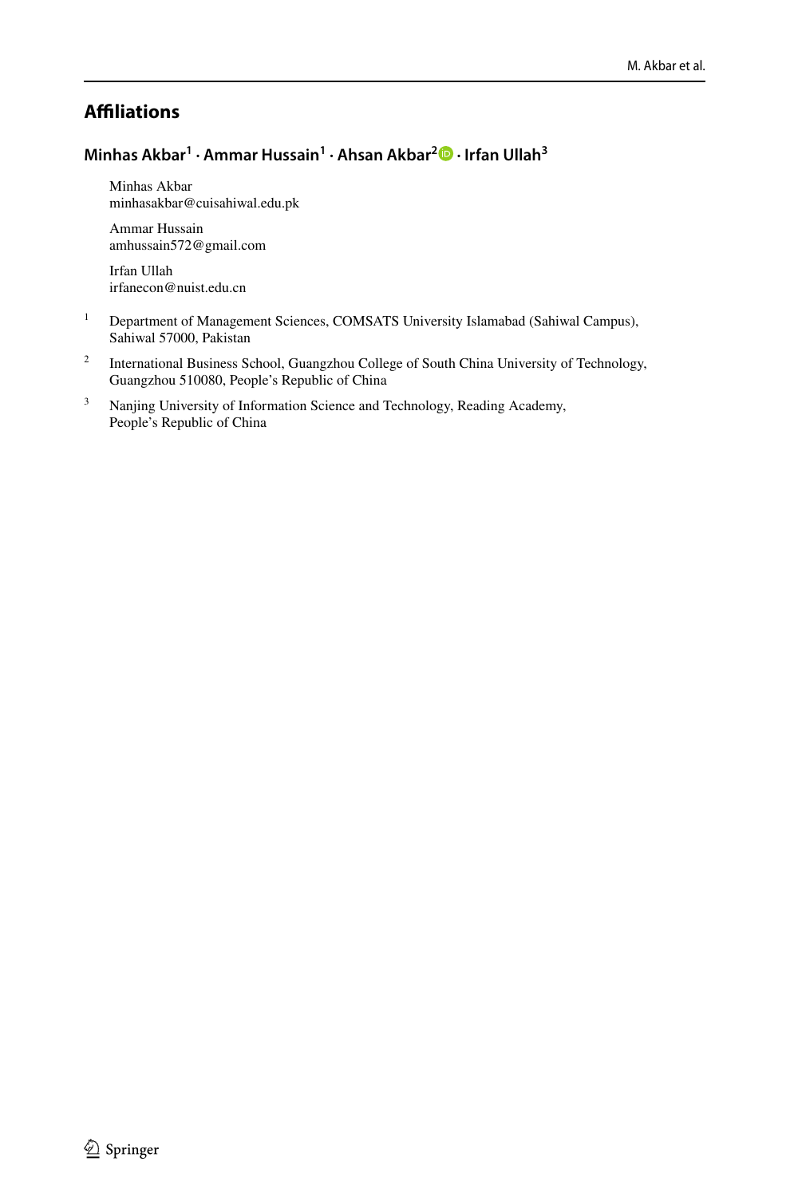## Affiliations

**Minhas Akbar[1] · Ammar Hussain[1] · Ahsan Akbar[2] · Irfan Ullah[3]**

Minhas Akbar
minhasakbar@cuisahiwal.edu.pk

Ammar Hussain
amhussain572@gmail.com

Irfan Ullah
irfanecon@nuist.edu.cn

[1] Department of Management Sciences, COMSATS University Islamabad (Sahiwal Campus), Sahiwal 57000, Pakistan

[2] International Business School, Guangzhou College of South China University of Technology, Guangzhou 510080, People's Republic of China

[3] Nanjing University of Information Science and Technology, Reading Academy, People's Republic of China